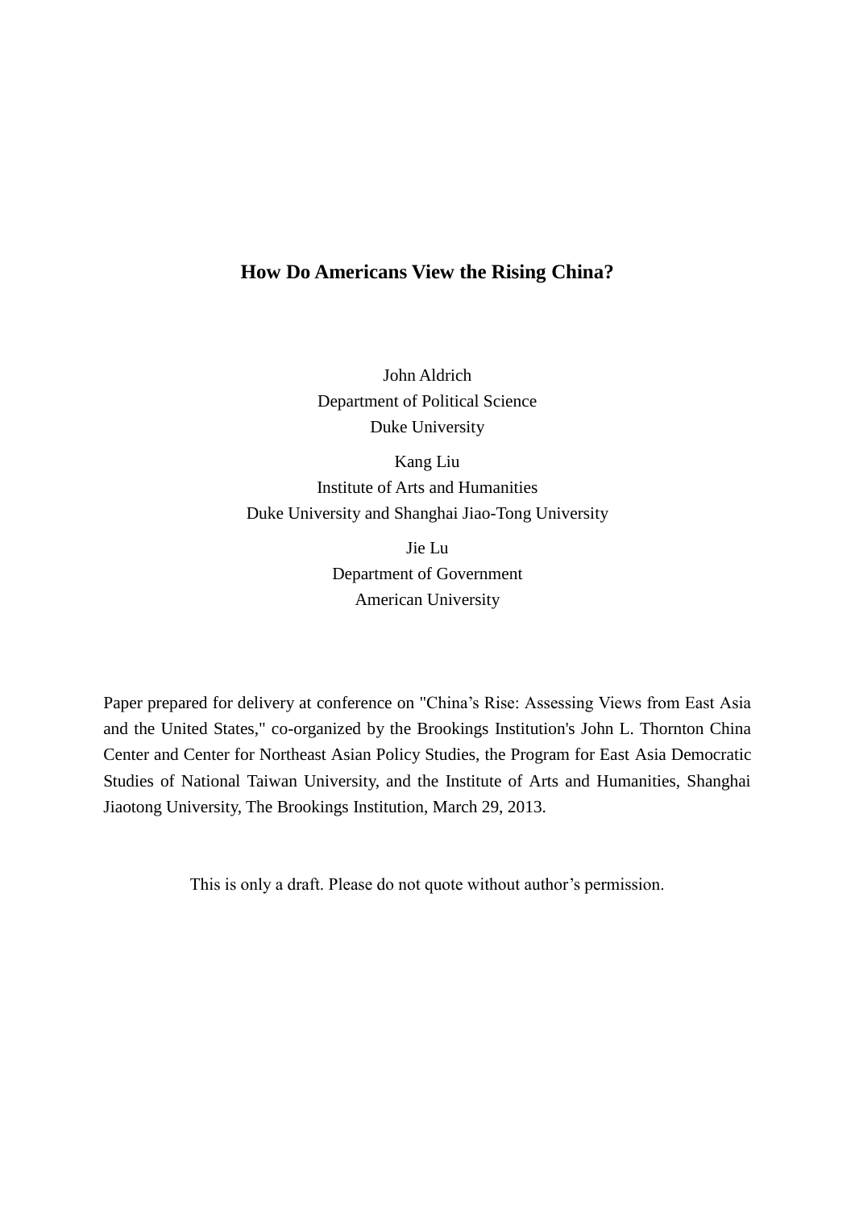# How Do Americans View the Rising China?

John Aldrich
Department of Political Science
Duke University

Kang Liu
Institute of Arts and Humanities
Duke University and Shanghai Jiao-Tong University

Jie Lu
Department of Government
American University

Paper prepared for delivery at conference on "China's Rise: Assessing Views from East Asia and the United States," co-organized by the Brookings Institution's John L. Thornton China Center and Center for Northeast Asian Policy Studies, the Program for East Asia Democratic Studies of National Taiwan University, and the Institute of Arts and Humanities, Shanghai Jiaotong University, The Brookings Institution, March 29, 2013.

This is only a draft. Please do not quote without author's permission.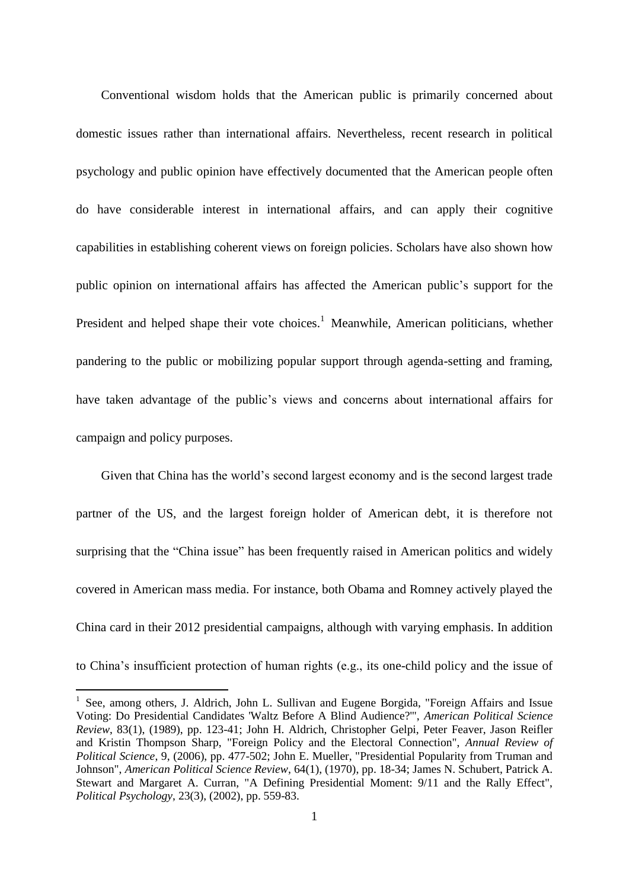Conventional wisdom holds that the American public is primarily concerned about domestic issues rather than international affairs. Nevertheless, recent research in political psychology and public opinion have effectively documented that the American people often do have considerable interest in international affairs, and can apply their cognitive capabilities in establishing coherent views on foreign policies. Scholars have also shown how public opinion on international affairs has affected the American public's support for the President and helped shape their vote choices.[1] Meanwhile, American politicians, whether pandering to the public or mobilizing popular support through agenda-setting and framing, have taken advantage of the public's views and concerns about international affairs for campaign and policy purposes.

Given that China has the world's second largest economy and is the second largest trade partner of the US, and the largest foreign holder of American debt, it is therefore not surprising that the "China issue" has been frequently raised in American politics and widely covered in American mass media. For instance, both Obama and Romney actively played the China card in their 2012 presidential campaigns, although with varying emphasis. In addition to China's insufficient protection of human rights (e.g., its one-child policy and the issue of

---

[1] See, among others, J. Aldrich, John L. Sullivan and Eugene Borgida, "Foreign Affairs and Issue Voting: Do Presidential Candidates 'Waltz Before A Blind Audience?'", *American Political Science Review*, 83(1), (1989), pp. 123-41; John H. Aldrich, Christopher Gelpi, Peter Feaver, Jason Reifler and Kristin Thompson Sharp, "Foreign Policy and the Electoral Connection", *Annual Review of Political Science*, 9, (2006), pp. 477-502; John E. Mueller, "Presidential Popularity from Truman and Johnson", *American Political Science Review*, 64(1), (1970), pp. 18-34; James N. Schubert, Patrick A. Stewart and Margaret A. Curran, "A Defining Presidential Moment: 9/11 and the Rally Effect", *Political Psychology*, 23(3), (2002), pp. 559-83.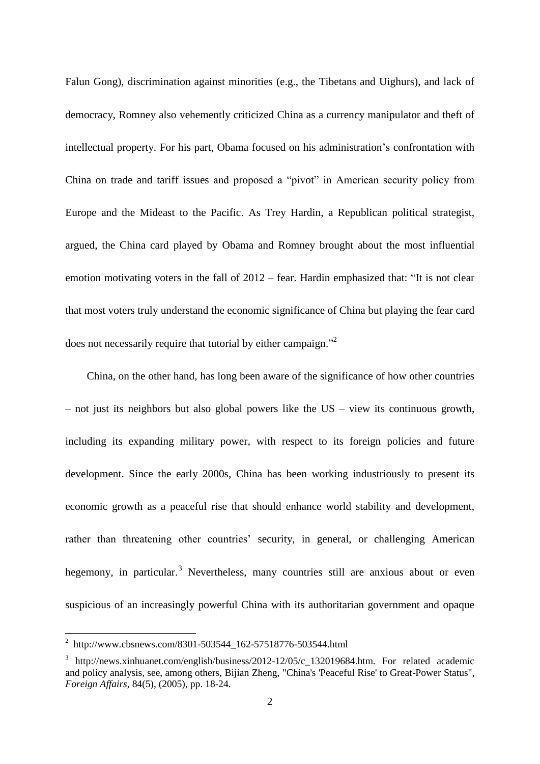Falun Gong), discrimination against minorities (e.g., the Tibetans and Uighurs), and lack of democracy, Romney also vehemently criticized China as a currency manipulator and theft of intellectual property. For his part, Obama focused on his administration's confrontation with China on trade and tariff issues and proposed a "pivot" in American security policy from Europe and the Mideast to the Pacific. As Trey Hardin, a Republican political strategist, argued, the China card played by Obama and Romney brought about the most influential emotion motivating voters in the fall of 2012 – fear. Hardin emphasized that: "It is not clear that most voters truly understand the economic significance of China but playing the fear card does not necessarily require that tutorial by either campaign."[2]

China, on the other hand, has long been aware of the significance of how other countries – not just its neighbors but also global powers like the US – view its continuous growth, including its expanding military power, with respect to its foreign policies and future development. Since the early 2000s, China has been working industriously to present its economic growth as a peaceful rise that should enhance world stability and development, rather than threatening other countries' security, in general, or challenging American hegemony, in particular.[3] Nevertheless, many countries still are anxious about or even suspicious of an increasingly powerful China with its authoritarian government and opaque

---

[2] http://www.cbsnews.com/8301-503544_162-57518776-503544.html

[3] http://news.xinhuanet.com/english/business/2012-12/05/c_132019684.htm. For related academic and policy analysis, see, among others, Bijian Zheng, "China's 'Peaceful Rise' to Great-Power Status", *Foreign Affairs*, 84(5), (2005), pp. 18-24.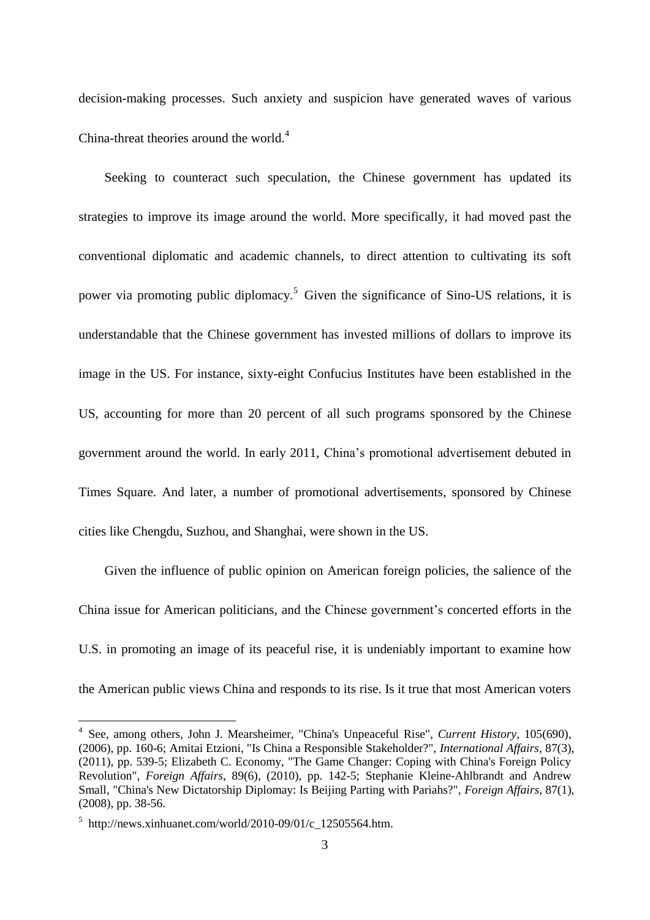decision-making processes. Such anxiety and suspicion have generated waves of various China-threat theories around the world.[4]

Seeking to counteract such speculation, the Chinese government has updated its strategies to improve its image around the world. More specifically, it had moved past the conventional diplomatic and academic channels, to direct attention to cultivating its soft power via promoting public diplomacy.[5] Given the significance of Sino-US relations, it is understandable that the Chinese government has invested millions of dollars to improve its image in the US. For instance, sixty-eight Confucius Institutes have been established in the US, accounting for more than 20 percent of all such programs sponsored by the Chinese government around the world. In early 2011, China's promotional advertisement debuted in Times Square. And later, a number of promotional advertisements, sponsored by Chinese cities like Chengdu, Suzhou, and Shanghai, were shown in the US.

Given the influence of public opinion on American foreign policies, the salience of the China issue for American politicians, and the Chinese government's concerted efforts in the U.S. in promoting an image of its peaceful rise, it is undeniably important to examine how the American public views China and responds to its rise. Is it true that most American voters

---

[4] See, among others, John J. Mearsheimer, "China's Unpeaceful Rise", *Current History*, 105(690), (2006), pp. 160-6; Amitai Etzioni, "Is China a Responsible Stakeholder?", *International Affairs*, 87(3), (2011), pp. 539-5; Elizabeth C. Economy, "The Game Changer: Coping with China's Foreign Policy Revolution", *Foreign Affairs*, 89(6), (2010), pp. 142-5; Stephanie Kleine-Ahlbrandt and Andrew Small, "China's New Dictatorship Diplomay: Is Beijing Parting with Pariahs?", *Foreign Affairs*, 87(1), (2008), pp. 38-56.

[5] http://news.xinhuanet.com/world/2010-09/01/c_12505564.htm.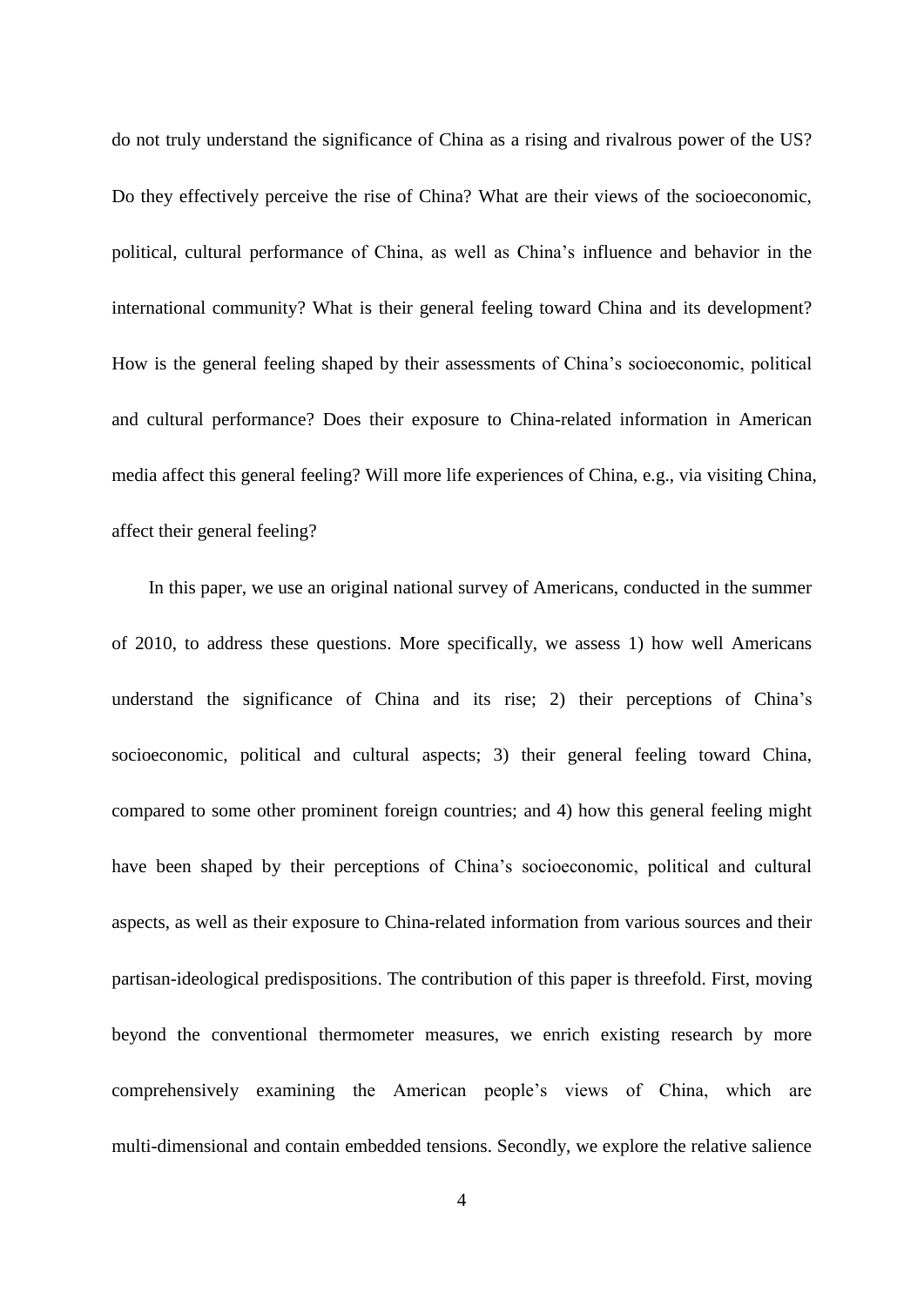do not truly understand the significance of China as a rising and rivalrous power of the US? Do they effectively perceive the rise of China? What are their views of the socioeconomic, political, cultural performance of China, as well as China's influence and behavior in the international community? What is their general feeling toward China and its development? How is the general feeling shaped by their assessments of China's socioeconomic, political and cultural performance? Does their exposure to China-related information in American media affect this general feeling? Will more life experiences of China, e.g., via visiting China, affect their general feeling?

In this paper, we use an original national survey of Americans, conducted in the summer of 2010, to address these questions. More specifically, we assess 1) how well Americans understand the significance of China and its rise; 2) their perceptions of China's socioeconomic, political and cultural aspects; 3) their general feeling toward China, compared to some other prominent foreign countries; and 4) how this general feeling might have been shaped by their perceptions of China's socioeconomic, political and cultural aspects, as well as their exposure to China-related information from various sources and their partisan-ideological predispositions. The contribution of this paper is threefold. First, moving beyond the conventional thermometer measures, we enrich existing research by more comprehensively examining the American people's views of China, which are multi-dimensional and contain embedded tensions. Secondly, we explore the relative salience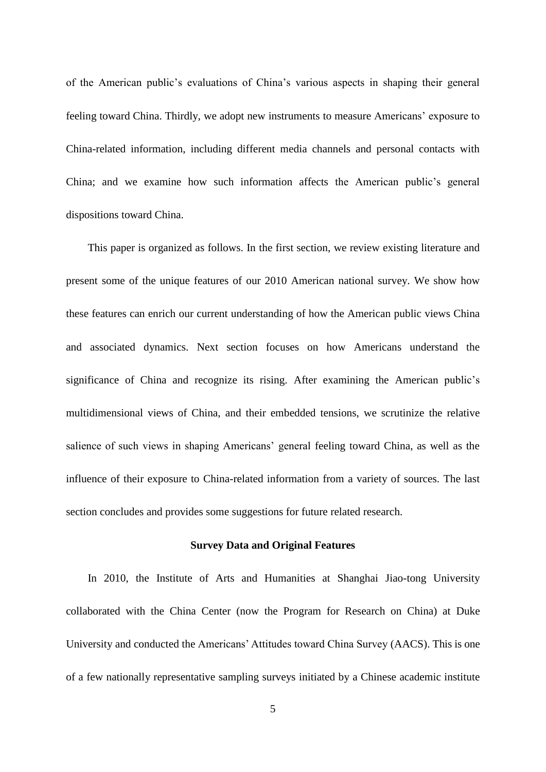of the American public's evaluations of China's various aspects in shaping their general feeling toward China. Thirdly, we adopt new instruments to measure Americans' exposure to China-related information, including different media channels and personal contacts with China; and we examine how such information affects the American public's general dispositions toward China.

This paper is organized as follows. In the first section, we review existing literature and present some of the unique features of our 2010 American national survey. We show how these features can enrich our current understanding of how the American public views China and associated dynamics. Next section focuses on how Americans understand the significance of China and recognize its rising. After examining the American public's multidimensional views of China, and their embedded tensions, we scrutinize the relative salience of such views in shaping Americans' general feeling toward China, as well as the influence of their exposure to China-related information from a variety of sources. The last section concludes and provides some suggestions for future related research.

## Survey Data and Original Features

In 2010, the Institute of Arts and Humanities at Shanghai Jiao-tong University collaborated with the China Center (now the Program for Research on China) at Duke University and conducted the Americans' Attitudes toward China Survey (AACS). This is one of a few nationally representative sampling surveys initiated by a Chinese academic institute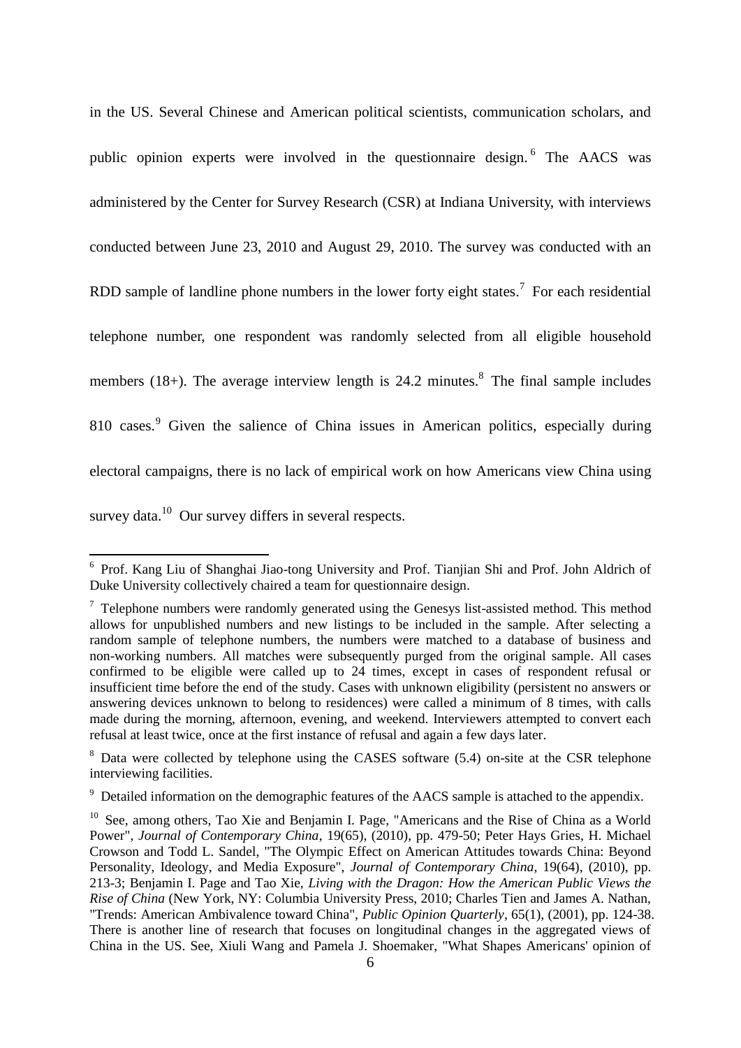in the US. Several Chinese and American political scientists, communication scholars, and public opinion experts were involved in the questionnaire design.[6] The AACS was administered by the Center for Survey Research (CSR) at Indiana University, with interviews conducted between June 23, 2010 and August 29, 2010. The survey was conducted with an RDD sample of landline phone numbers in the lower forty eight states.[7] For each residential telephone number, one respondent was randomly selected from all eligible household members (18+). The average interview length is 24.2 minutes.[8] The final sample includes 810 cases.[9] Given the salience of China issues in American politics, especially during electoral campaigns, there is no lack of empirical work on how Americans view China using survey data.[10] Our survey differs in several respects.

---

[6] Prof. Kang Liu of Shanghai Jiao-tong University and Prof. Tianjian Shi and Prof. John Aldrich of Duke University collectively chaired a team for questionnaire design.

[7] Telephone numbers were randomly generated using the Genesys list-assisted method. This method allows for unpublished numbers and new listings to be included in the sample. After selecting a random sample of telephone numbers, the numbers were matched to a database of business and non-working numbers. All matches were subsequently purged from the original sample. All cases confirmed to be eligible were called up to 24 times, except in cases of respondent refusal or insufficient time before the end of the study. Cases with unknown eligibility (persistent no answers or answering devices unknown to belong to residences) were called a minimum of 8 times, with calls made during the morning, afternoon, evening, and weekend. Interviewers attempted to convert each refusal at least twice, once at the first instance of refusal and again a few days later.

[8] Data were collected by telephone using the CASES software (5.4) on-site at the CSR telephone interviewing facilities.

[9] Detailed information on the demographic features of the AACS sample is attached to the appendix.

[10] See, among others, Tao Xie and Benjamin I. Page, "Americans and the Rise of China as a World Power", *Journal of Contemporary China*, 19(65), (2010), pp. 479-50; Peter Hays Gries, H. Michael Crowson and Todd L. Sandel, "The Olympic Effect on American Attitudes towards China: Beyond Personality, Ideology, and Media Exposure", *Journal of Contemporary China*, 19(64), (2010), pp. 213-3; Benjamin I. Page and Tao Xie, *Living with the Dragon: How the American Public Views the Rise of China* (New York, NY: Columbia University Press, 2010; Charles Tien and James A. Nathan, "Trends: American Ambivalence toward China", *Public Opinion Quarterly*, 65(1), (2001), pp. 124-38. There is another line of research that focuses on longitudinal changes in the aggregated views of China in the US. See, Xiuli Wang and Pamela J. Shoemaker, "What Shapes Americans' opinion of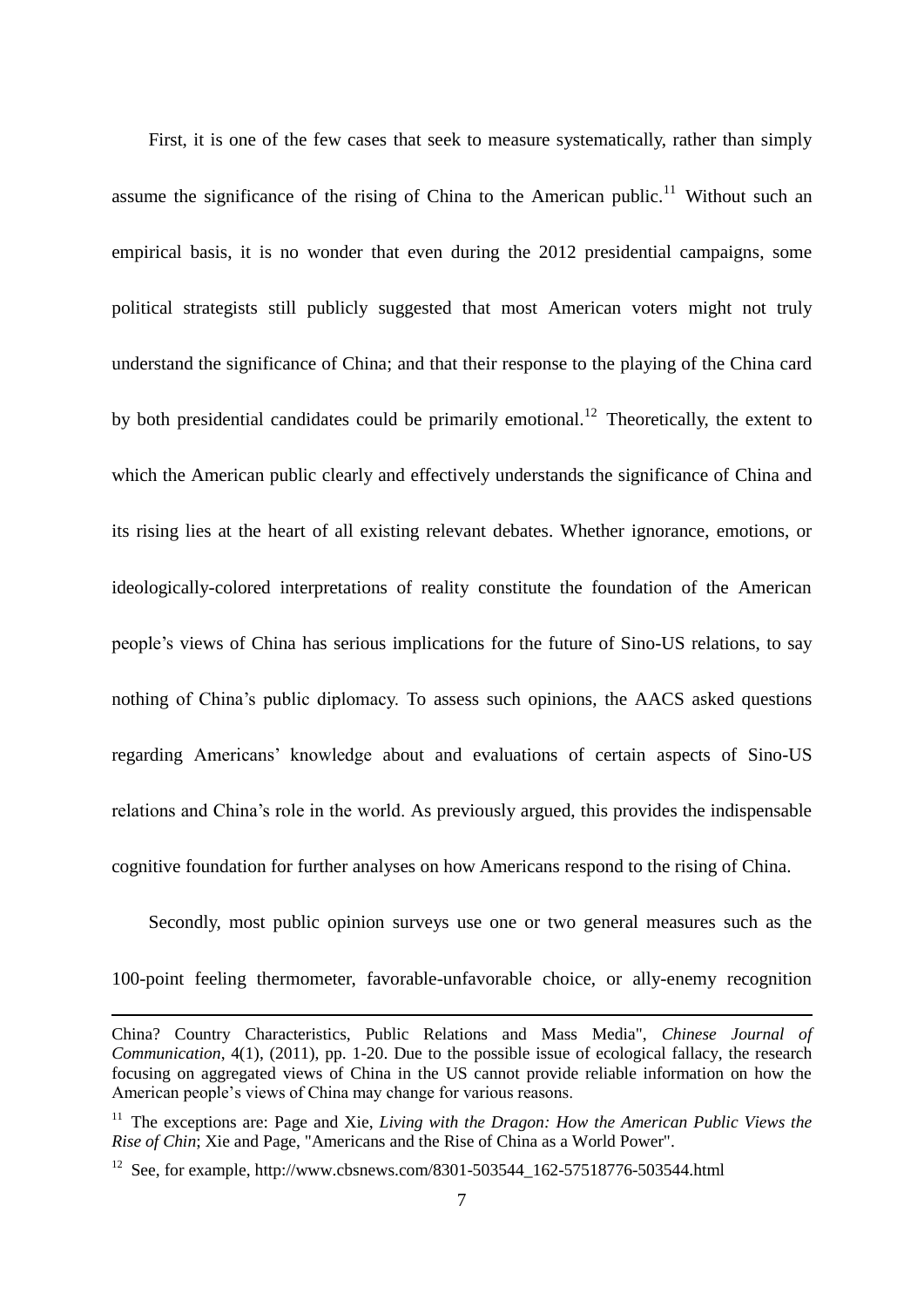First, it is one of the few cases that seek to measure systematically, rather than simply assume the significance of the rising of China to the American public.[11] Without such an empirical basis, it is no wonder that even during the 2012 presidential campaigns, some political strategists still publicly suggested that most American voters might not truly understand the significance of China; and that their response to the playing of the China card by both presidential candidates could be primarily emotional.[12] Theoretically, the extent to which the American public clearly and effectively understands the significance of China and its rising lies at the heart of all existing relevant debates. Whether ignorance, emotions, or ideologically-colored interpretations of reality constitute the foundation of the American people's views of China has serious implications for the future of Sino-US relations, to say nothing of China's public diplomacy. To assess such opinions, the AACS asked questions regarding Americans' knowledge about and evaluations of certain aspects of Sino-US relations and China's role in the world. As previously argued, this provides the indispensable cognitive foundation for further analyses on how Americans respond to the rising of China.

Secondly, most public opinion surveys use one or two general measures such as the 100-point feeling thermometer, favorable-unfavorable choice, or ally-enemy recognition

---

China? Country Characteristics, Public Relations and Mass Media", *Chinese Journal of Communication*, 4(1), (2011), pp. 1-20. Due to the possible issue of ecological fallacy, the research focusing on aggregated views of China in the US cannot provide reliable information on how the American people's views of China may change for various reasons.

[11] The exceptions are: Page and Xie, *Living with the Dragon: How the American Public Views the Rise of Chin*; Xie and Page, "Americans and the Rise of China as a World Power".

[12] See, for example, http://www.cbsnews.com/8301-503544_162-57518776-503544.html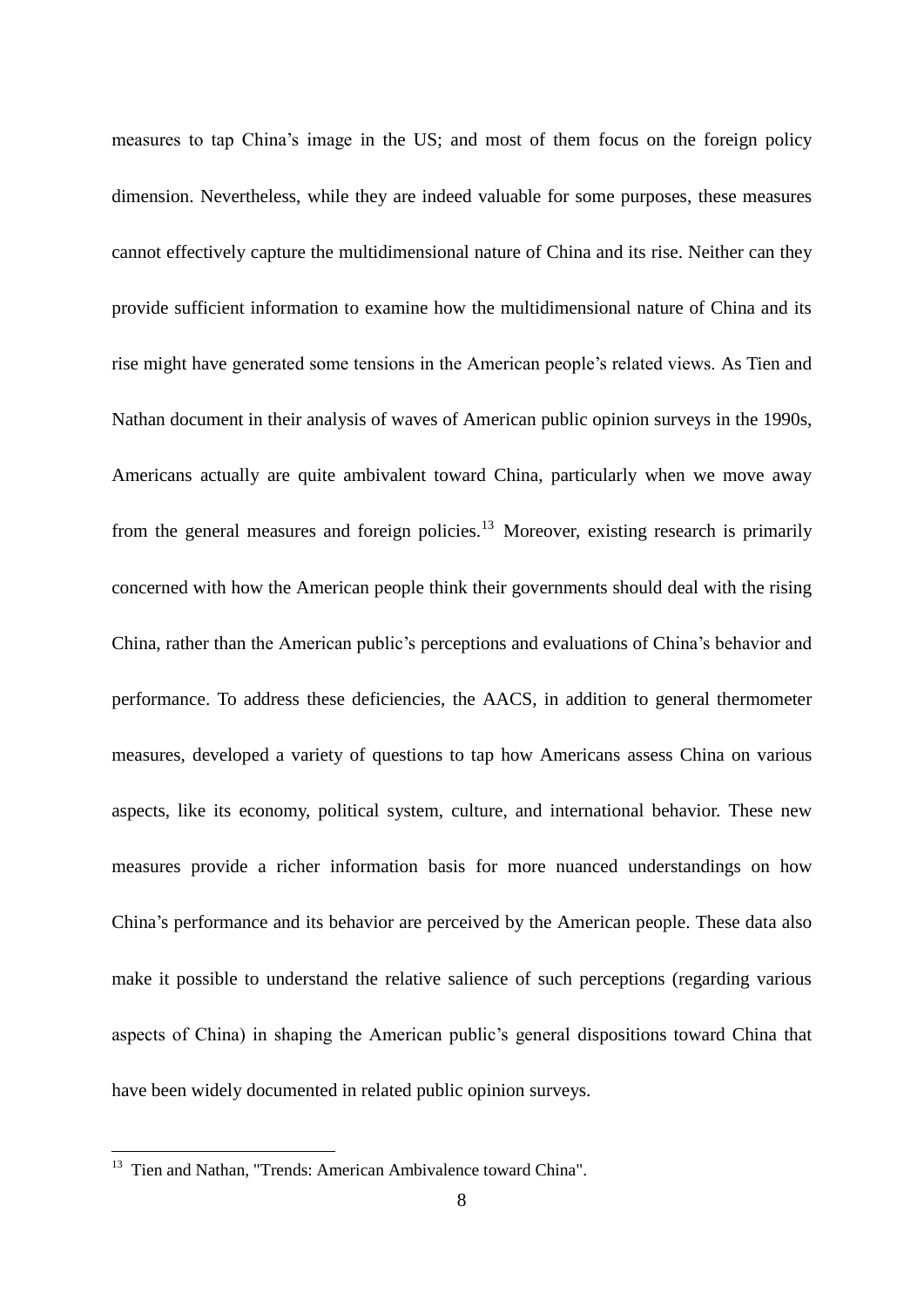measures to tap China's image in the US; and most of them focus on the foreign policy dimension. Nevertheless, while they are indeed valuable for some purposes, these measures cannot effectively capture the multidimensional nature of China and its rise. Neither can they provide sufficient information to examine how the multidimensional nature of China and its rise might have generated some tensions in the American people's related views. As Tien and Nathan document in their analysis of waves of American public opinion surveys in the 1990s, Americans actually are quite ambivalent toward China, particularly when we move away from the general measures and foreign policies.[13] Moreover, existing research is primarily concerned with how the American people think their governments should deal with the rising China, rather than the American public's perceptions and evaluations of China's behavior and performance. To address these deficiencies, the AACS, in addition to general thermometer measures, developed a variety of questions to tap how Americans assess China on various aspects, like its economy, political system, culture, and international behavior. These new measures provide a richer information basis for more nuanced understandings on how China's performance and its behavior are perceived by the American people. These data also make it possible to understand the relative salience of such perceptions (regarding various aspects of China) in shaping the American public's general dispositions toward China that have been widely documented in related public opinion surveys.

[13] Tien and Nathan, "Trends: American Ambivalence toward China".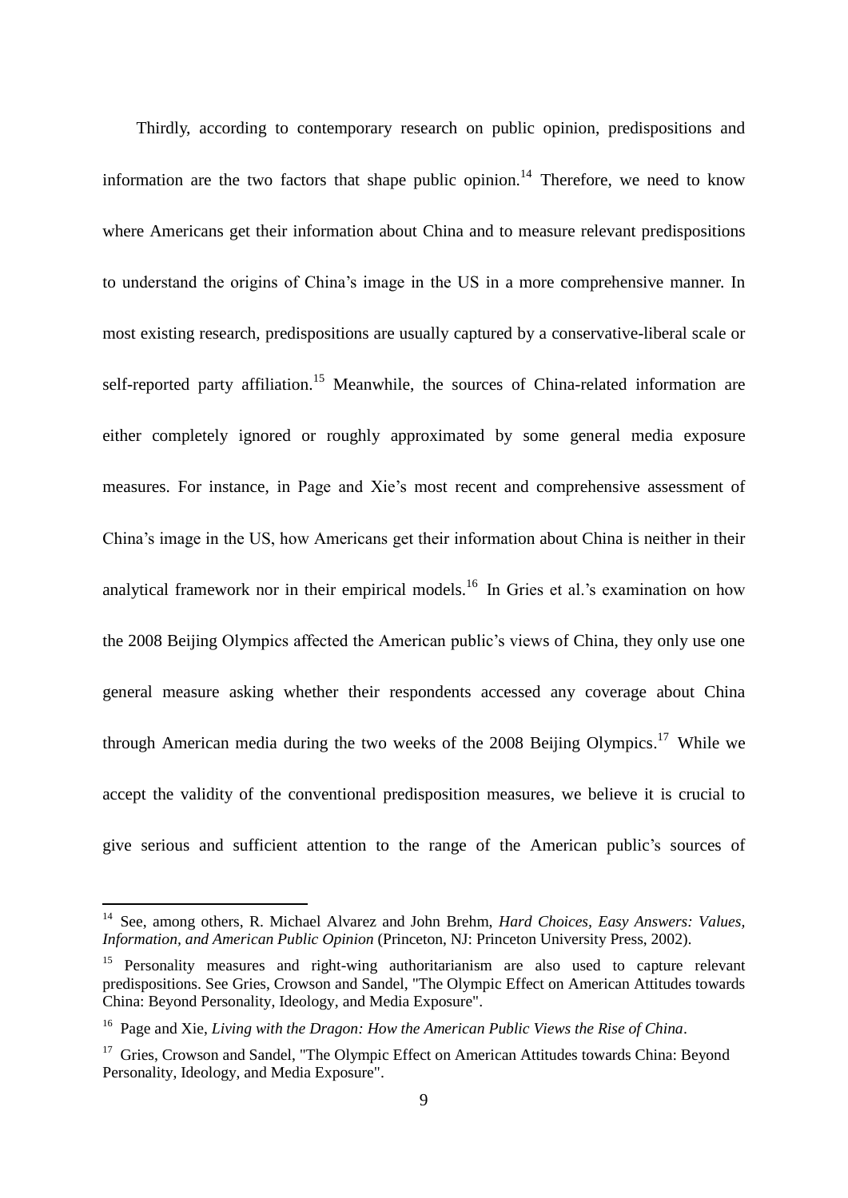Thirdly, according to contemporary research on public opinion, predispositions and information are the two factors that shape public opinion.[14] Therefore, we need to know where Americans get their information about China and to measure relevant predispositions to understand the origins of China's image in the US in a more comprehensive manner. In most existing research, predispositions are usually captured by a conservative-liberal scale or self-reported party affiliation.[15] Meanwhile, the sources of China-related information are either completely ignored or roughly approximated by some general media exposure measures. For instance, in Page and Xie's most recent and comprehensive assessment of China's image in the US, how Americans get their information about China is neither in their analytical framework nor in their empirical models.[16] In Gries et al.'s examination on how the 2008 Beijing Olympics affected the American public's views of China, they only use one general measure asking whether their respondents accessed any coverage about China through American media during the two weeks of the 2008 Beijing Olympics.[17] While we accept the validity of the conventional predisposition measures, we believe it is crucial to give serious and sufficient attention to the range of the American public's sources of

---

[14] See, among others, R. Michael Alvarez and John Brehm, *Hard Choices, Easy Answers: Values, Information, and American Public Opinion* (Princeton, NJ: Princeton University Press, 2002).

[15] Personality measures and right-wing authoritarianism are also used to capture relevant predispositions. See Gries, Crowson and Sandel, "The Olympic Effect on American Attitudes towards China: Beyond Personality, Ideology, and Media Exposure".

[16] Page and Xie, *Living with the Dragon: How the American Public Views the Rise of China*.

[17] Gries, Crowson and Sandel, "The Olympic Effect on American Attitudes towards China: Beyond Personality, Ideology, and Media Exposure".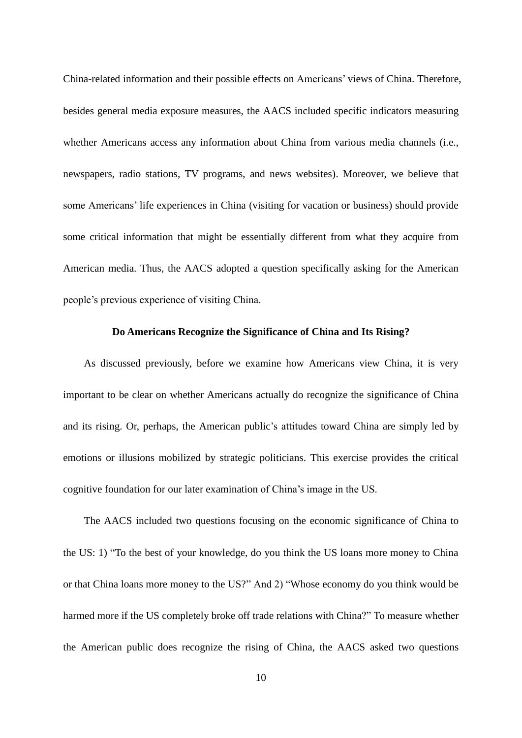China-related information and their possible effects on Americans' views of China. Therefore, besides general media exposure measures, the AACS included specific indicators measuring whether Americans access any information about China from various media channels (i.e., newspapers, radio stations, TV programs, and news websites). Moreover, we believe that some Americans' life experiences in China (visiting for vacation or business) should provide some critical information that might be essentially different from what they acquire from American media. Thus, the AACS adopted a question specifically asking for the American people's previous experience of visiting China.

## Do Americans Recognize the Significance of China and Its Rising?

As discussed previously, before we examine how Americans view China, it is very important to be clear on whether Americans actually do recognize the significance of China and its rising. Or, perhaps, the American public's attitudes toward China are simply led by emotions or illusions mobilized by strategic politicians. This exercise provides the critical cognitive foundation for our later examination of China's image in the US.

The AACS included two questions focusing on the economic significance of China to the US: 1) "To the best of your knowledge, do you think the US loans more money to China or that China loans more money to the US?" And 2) "Whose economy do you think would be harmed more if the US completely broke off trade relations with China?" To measure whether the American public does recognize the rising of China, the AACS asked two questions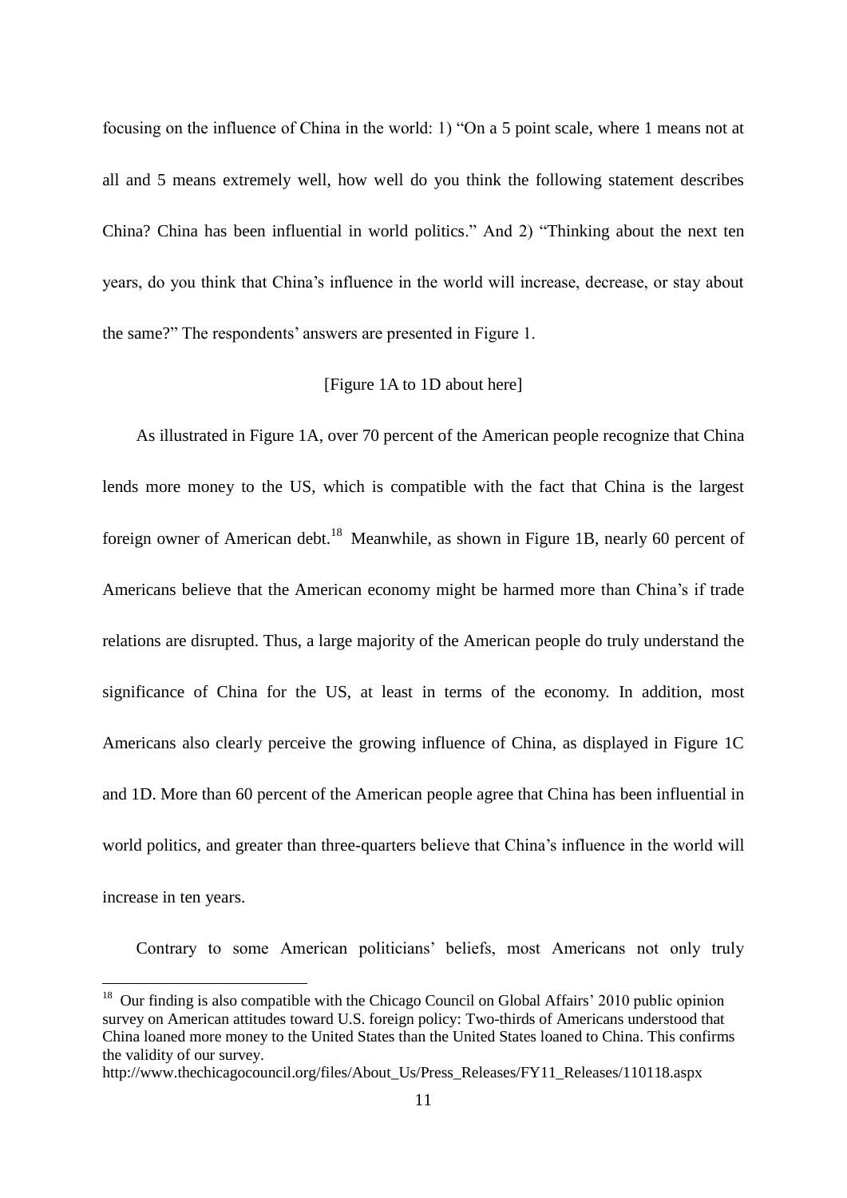focusing on the influence of China in the world: 1) "On a 5 point scale, where 1 means not at all and 5 means extremely well, how well do you think the following statement describes China? China has been influential in world politics." And 2) "Thinking about the next ten years, do you think that China's influence in the world will increase, decrease, or stay about the same?" The respondents' answers are presented in Figure 1.

[Figure 1A to 1D about here]

As illustrated in Figure 1A, over 70 percent of the American people recognize that China lends more money to the US, which is compatible with the fact that China is the largest foreign owner of American debt.[18] Meanwhile, as shown in Figure 1B, nearly 60 percent of Americans believe that the American economy might be harmed more than China's if trade relations are disrupted. Thus, a large majority of the American people do truly understand the significance of China for the US, at least in terms of the economy. In addition, most Americans also clearly perceive the growing influence of China, as displayed in Figure 1C and 1D. More than 60 percent of the American people agree that China has been influential in world politics, and greater than three-quarters believe that China's influence in the world will increase in ten years.

Contrary to some American politicians' beliefs, most Americans not only truly

[18] Our finding is also compatible with the Chicago Council on Global Affairs' 2010 public opinion survey on American attitudes toward U.S. foreign policy: Two-thirds of Americans understood that China loaned more money to the United States than the United States loaned to China. This confirms the validity of our survey.
http://www.thechicagocouncil.org/files/About_Us/Press_Releases/FY11_Releases/110118.aspx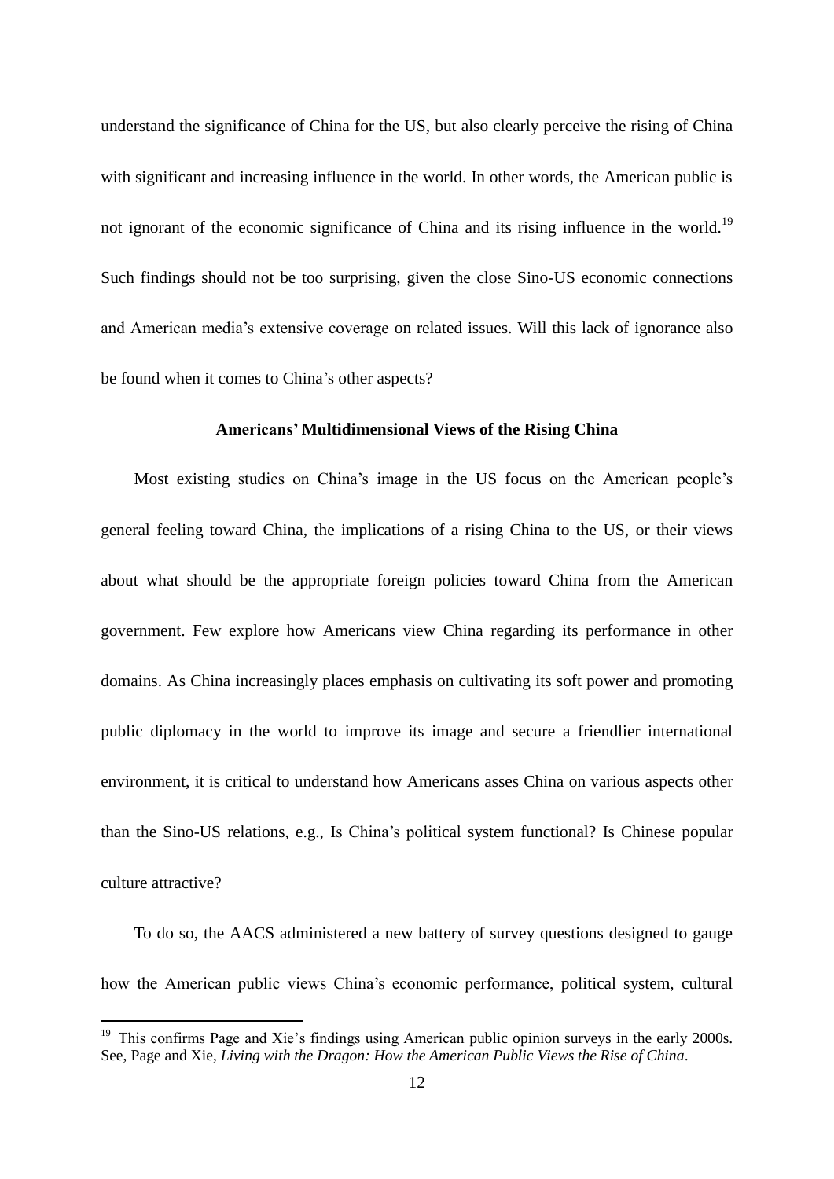understand the significance of China for the US, but also clearly perceive the rising of China with significant and increasing influence in the world. In other words, the American public is not ignorant of the economic significance of China and its rising influence in the world.[19] Such findings should not be too surprising, given the close Sino-US economic connections and American media's extensive coverage on related issues. Will this lack of ignorance also be found when it comes to China's other aspects?

## Americans' Multidimensional Views of the Rising China

Most existing studies on China's image in the US focus on the American people's general feeling toward China, the implications of a rising China to the US, or their views about what should be the appropriate foreign policies toward China from the American government. Few explore how Americans view China regarding its performance in other domains. As China increasingly places emphasis on cultivating its soft power and promoting public diplomacy in the world to improve its image and secure a friendlier international environment, it is critical to understand how Americans asses China on various aspects other than the Sino-US relations, e.g., Is China's political system functional? Is Chinese popular culture attractive?

To do so, the AACS administered a new battery of survey questions designed to gauge how the American public views China's economic performance, political system, cultural

---

[19] This confirms Page and Xie's findings using American public opinion surveys in the early 2000s. See, Page and Xie, *Living with the Dragon: How the American Public Views the Rise of China*.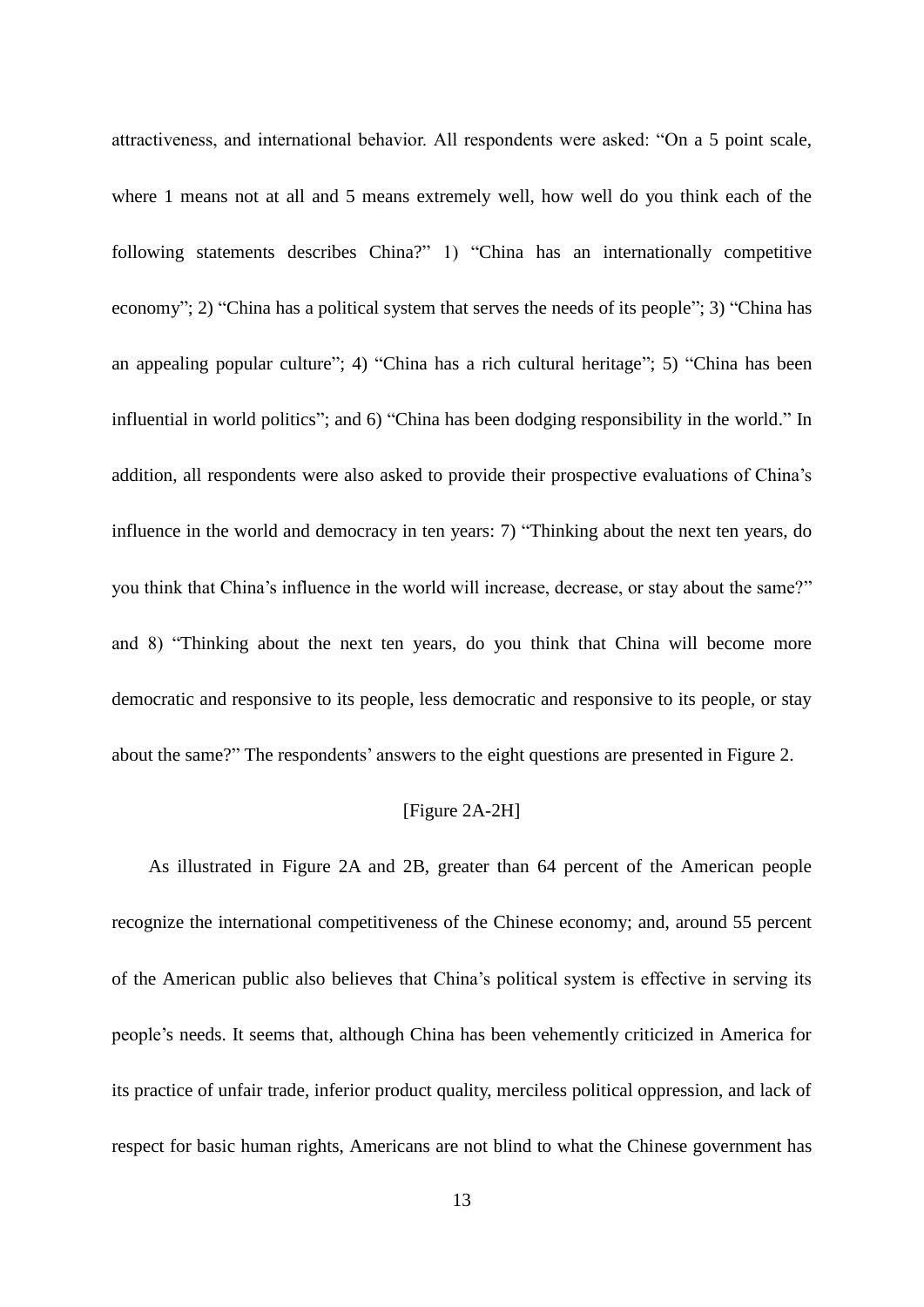attractiveness, and international behavior. All respondents were asked: "On a 5 point scale, where 1 means not at all and 5 means extremely well, how well do you think each of the following statements describes China?" 1) "China has an internationally competitive economy"; 2) "China has a political system that serves the needs of its people"; 3) "China has an appealing popular culture"; 4) "China has a rich cultural heritage"; 5) "China has been influential in world politics"; and 6) "China has been dodging responsibility in the world." In addition, all respondents were also asked to provide their prospective evaluations of China's influence in the world and democracy in ten years: 7) "Thinking about the next ten years, do you think that China's influence in the world will increase, decrease, or stay about the same?" and 8) "Thinking about the next ten years, do you think that China will become more democratic and responsive to its people, less democratic and responsive to its people, or stay about the same?" The respondents' answers to the eight questions are presented in Figure 2.

[Figure 2A-2H]

As illustrated in Figure 2A and 2B, greater than 64 percent of the American people recognize the international competitiveness of the Chinese economy; and, around 55 percent of the American public also believes that China's political system is effective in serving its people's needs. It seems that, although China has been vehemently criticized in America for its practice of unfair trade, inferior product quality, merciless political oppression, and lack of respect for basic human rights, Americans are not blind to what the Chinese government has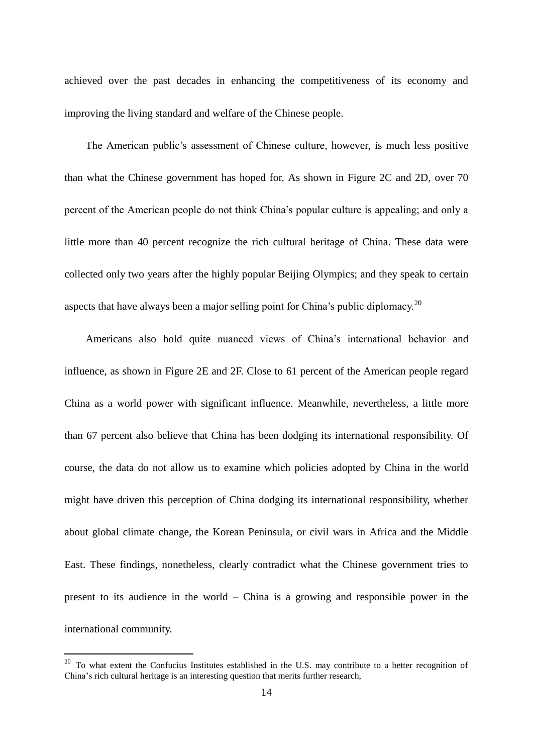achieved over the past decades in enhancing the competitiveness of its economy and improving the living standard and welfare of the Chinese people.

The American public's assessment of Chinese culture, however, is much less positive than what the Chinese government has hoped for. As shown in Figure 2C and 2D, over 70 percent of the American people do not think China's popular culture is appealing; and only a little more than 40 percent recognize the rich cultural heritage of China. These data were collected only two years after the highly popular Beijing Olympics; and they speak to certain aspects that have always been a major selling point for China's public diplomacy.[20]

Americans also hold quite nuanced views of China's international behavior and influence, as shown in Figure 2E and 2F. Close to 61 percent of the American people regard China as a world power with significant influence. Meanwhile, nevertheless, a little more than 67 percent also believe that China has been dodging its international responsibility. Of course, the data do not allow us to examine which policies adopted by China in the world might have driven this perception of China dodging its international responsibility, whether about global climate change, the Korean Peninsula, or civil wars in Africa and the Middle East. These findings, nonetheless, clearly contradict what the Chinese government tries to present to its audience in the world – China is a growing and responsible power in the international community.

[20] To what extent the Confucius Institutes established in the U.S. may contribute to a better recognition of China's rich cultural heritage is an interesting question that merits further research,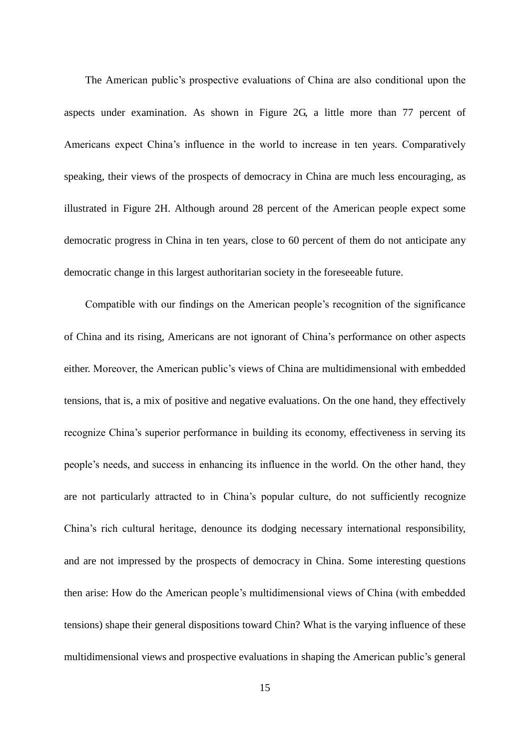The American public's prospective evaluations of China are also conditional upon the aspects under examination. As shown in Figure 2G, a little more than 77 percent of Americans expect China's influence in the world to increase in ten years. Comparatively speaking, their views of the prospects of democracy in China are much less encouraging, as illustrated in Figure 2H. Although around 28 percent of the American people expect some democratic progress in China in ten years, close to 60 percent of them do not anticipate any democratic change in this largest authoritarian society in the foreseeable future.

Compatible with our findings on the American people's recognition of the significance of China and its rising, Americans are not ignorant of China's performance on other aspects either. Moreover, the American public's views of China are multidimensional with embedded tensions, that is, a mix of positive and negative evaluations. On the one hand, they effectively recognize China's superior performance in building its economy, effectiveness in serving its people's needs, and success in enhancing its influence in the world. On the other hand, they are not particularly attracted to in China's popular culture, do not sufficiently recognize China's rich cultural heritage, denounce its dodging necessary international responsibility, and are not impressed by the prospects of democracy in China. Some interesting questions then arise: How do the American people's multidimensional views of China (with embedded tensions) shape their general dispositions toward Chin? What is the varying influence of these multidimensional views and prospective evaluations in shaping the American public's general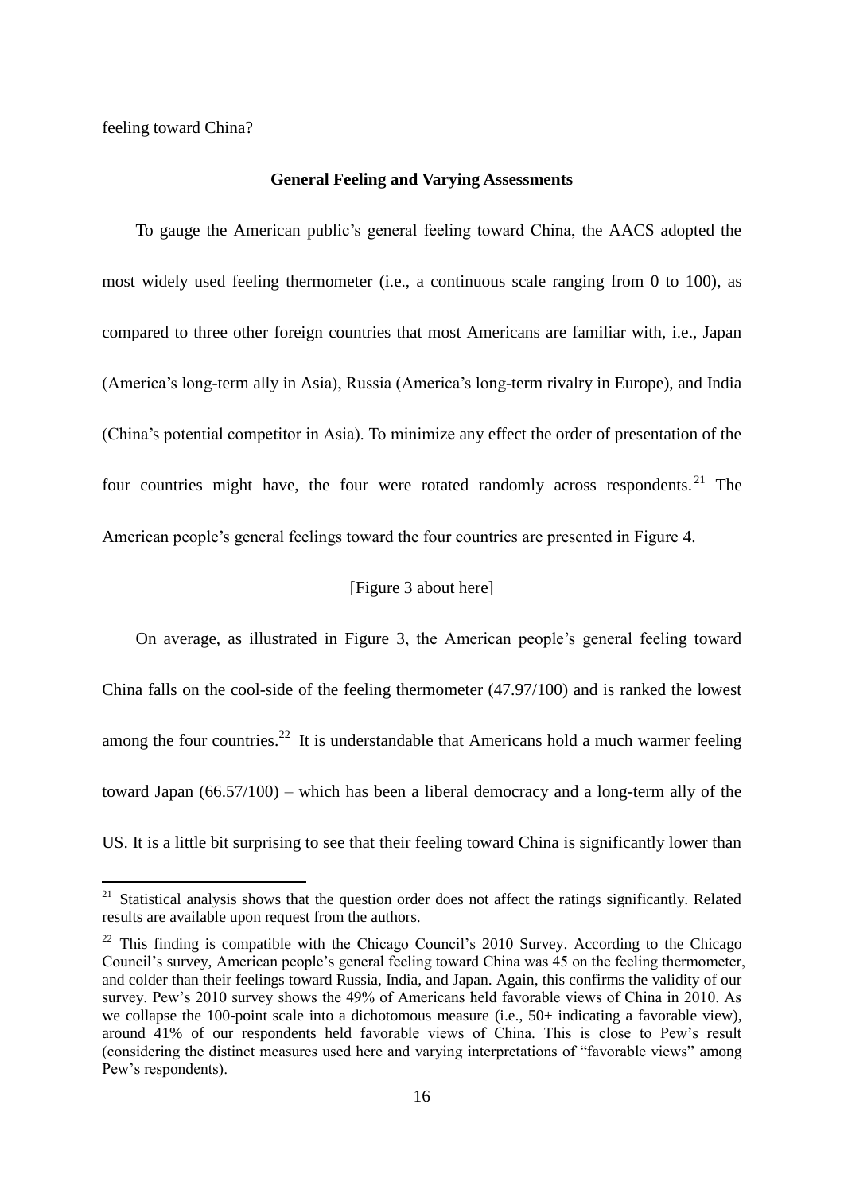feeling toward China?

### General Feeling and Varying Assessments

To gauge the American public's general feeling toward China, the AACS adopted the most widely used feeling thermometer (i.e., a continuous scale ranging from 0 to 100), as compared to three other foreign countries that most Americans are familiar with, i.e., Japan (America's long-term ally in Asia), Russia (America's long-term rivalry in Europe), and India (China's potential competitor in Asia). To minimize any effect the order of presentation of the four countries might have, the four were rotated randomly across respondents.[21] The American people's general feelings toward the four countries are presented in Figure 4.

[Figure 3 about here]

On average, as illustrated in Figure 3, the American people's general feeling toward China falls on the cool-side of the feeling thermometer (47.97/100) and is ranked the lowest among the four countries.[22] It is understandable that Americans hold a much warmer feeling toward Japan (66.57/100) – which has been a liberal democracy and a long-term ally of the US. It is a little bit surprising to see that their feeling toward China is significantly lower than

---

[21] Statistical analysis shows that the question order does not affect the ratings significantly. Related results are available upon request from the authors.

[22] This finding is compatible with the Chicago Council's 2010 Survey. According to the Chicago Council's survey, American people's general feeling toward China was 45 on the feeling thermometer, and colder than their feelings toward Russia, India, and Japan. Again, this confirms the validity of our survey. Pew's 2010 survey shows the 49% of Americans held favorable views of China in 2010. As we collapse the 100-point scale into a dichotomous measure (i.e., 50+ indicating a favorable view), around 41% of our respondents held favorable views of China. This is close to Pew's result (considering the distinct measures used here and varying interpretations of "favorable views" among Pew's respondents).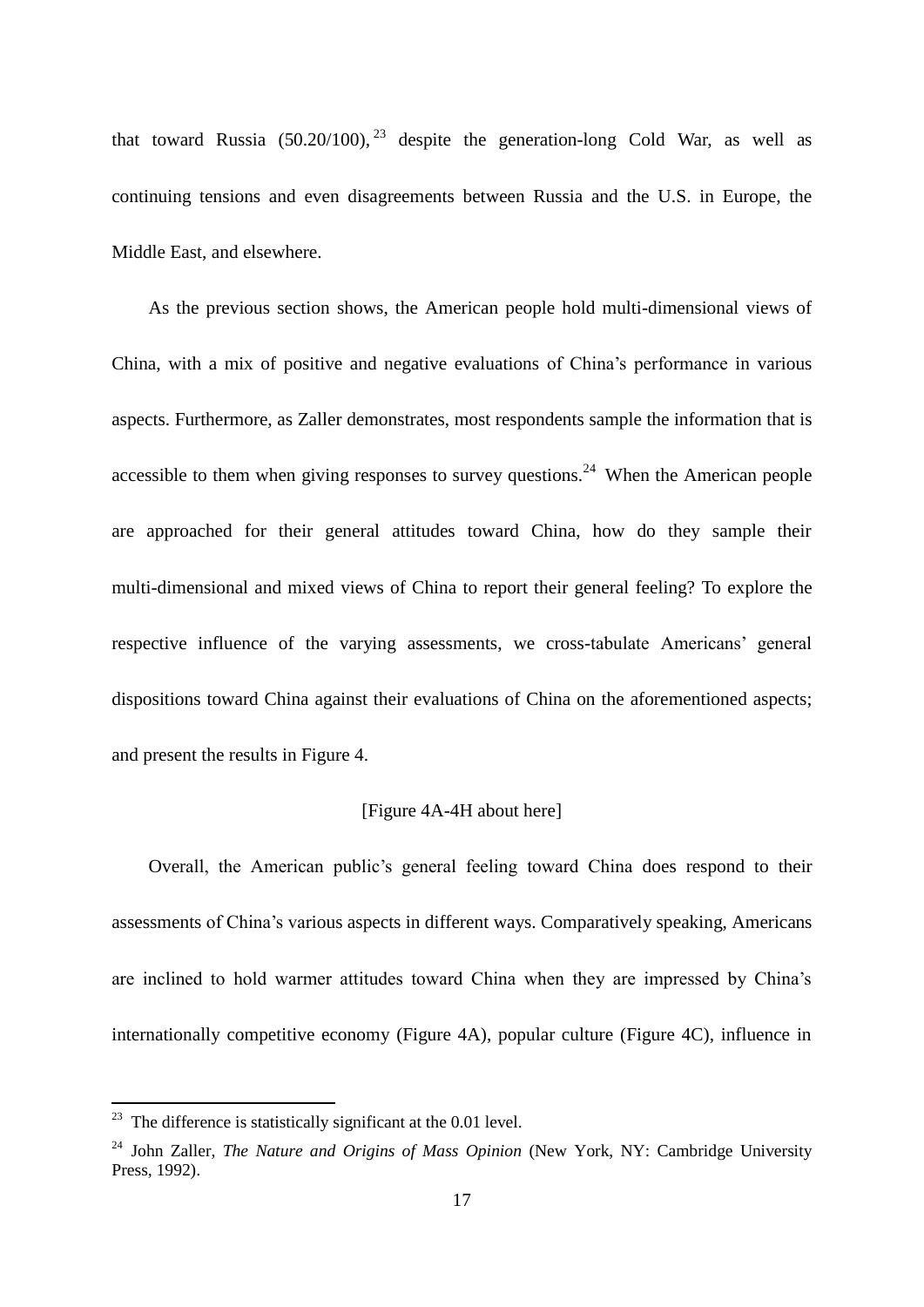that toward Russia (50.20/100),[23] despite the generation-long Cold War, as well as continuing tensions and even disagreements between Russia and the U.S. in Europe, the Middle East, and elsewhere.

As the previous section shows, the American people hold multi-dimensional views of China, with a mix of positive and negative evaluations of China's performance in various aspects. Furthermore, as Zaller demonstrates, most respondents sample the information that is accessible to them when giving responses to survey questions.[24] When the American people are approached for their general attitudes toward China, how do they sample their multi-dimensional and mixed views of China to report their general feeling? To explore the respective influence of the varying assessments, we cross-tabulate Americans' general dispositions toward China against their evaluations of China on the aforementioned aspects; and present the results in Figure 4.

[Figure 4A-4H about here]

Overall, the American public's general feeling toward China does respond to their assessments of China's various aspects in different ways. Comparatively speaking, Americans are inclined to hold warmer attitudes toward China when they are impressed by China's internationally competitive economy (Figure 4A), popular culture (Figure 4C), influence in

---

[23] The difference is statistically significant at the 0.01 level.

[24] John Zaller, *The Nature and Origins of Mass Opinion* (New York, NY: Cambridge University Press, 1992).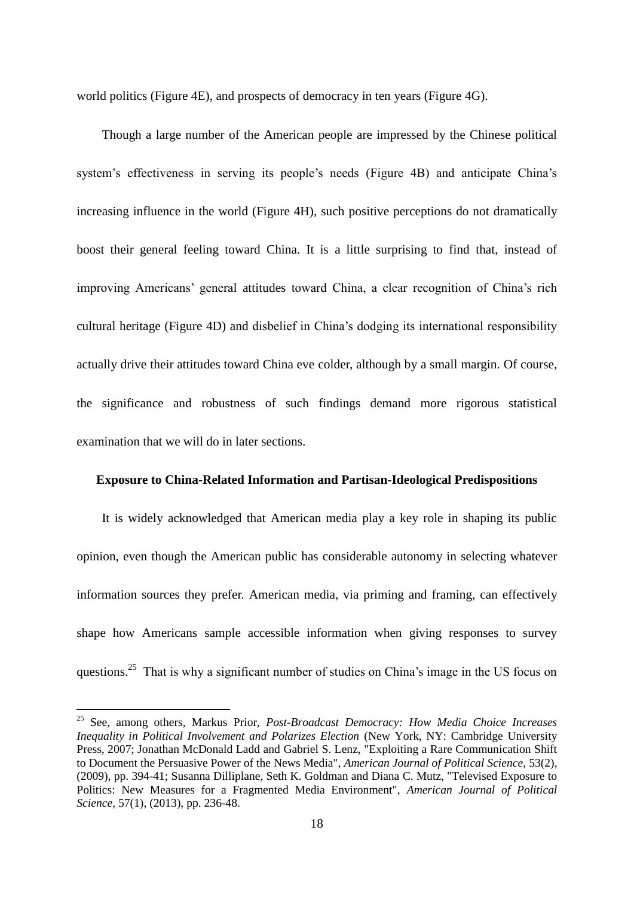world politics (Figure 4E), and prospects of democracy in ten years (Figure 4G).

Though a large number of the American people are impressed by the Chinese political system's effectiveness in serving its people's needs (Figure 4B) and anticipate China's increasing influence in the world (Figure 4H), such positive perceptions do not dramatically boost their general feeling toward China. It is a little surprising to find that, instead of improving Americans' general attitudes toward China, a clear recognition of China's rich cultural heritage (Figure 4D) and disbelief in China's dodging its international responsibility actually drive their attitudes toward China eve colder, although by a small margin. Of course, the significance and robustness of such findings demand more rigorous statistical examination that we will do in later sections.

### Exposure to China-Related Information and Partisan-Ideological Predispositions

It is widely acknowledged that American media play a key role in shaping its public opinion, even though the American public has considerable autonomy in selecting whatever information sources they prefer. American media, via priming and framing, can effectively shape how Americans sample accessible information when giving responses to survey questions.[25] That is why a significant number of studies on China's image in the US focus on

---

[25] See, among others, Markus Prior, *Post-Broadcast Democracy: How Media Choice Increases Inequality in Political Involvement and Polarizes Election* (New York, NY: Cambridge University Press, 2007; Jonathan McDonald Ladd and Gabriel S. Lenz, "Exploiting a Rare Communication Shift to Document the Persuasive Power of the News Media", *American Journal of Political Science*, 53(2), (2009), pp. 394-41; Susanna Dilliplane, Seth K. Goldman and Diana C. Mutz, "Televised Exposure to Politics: New Measures for a Fragmented Media Environment", *American Journal of Political Science*, 57(1), (2013), pp. 236-48.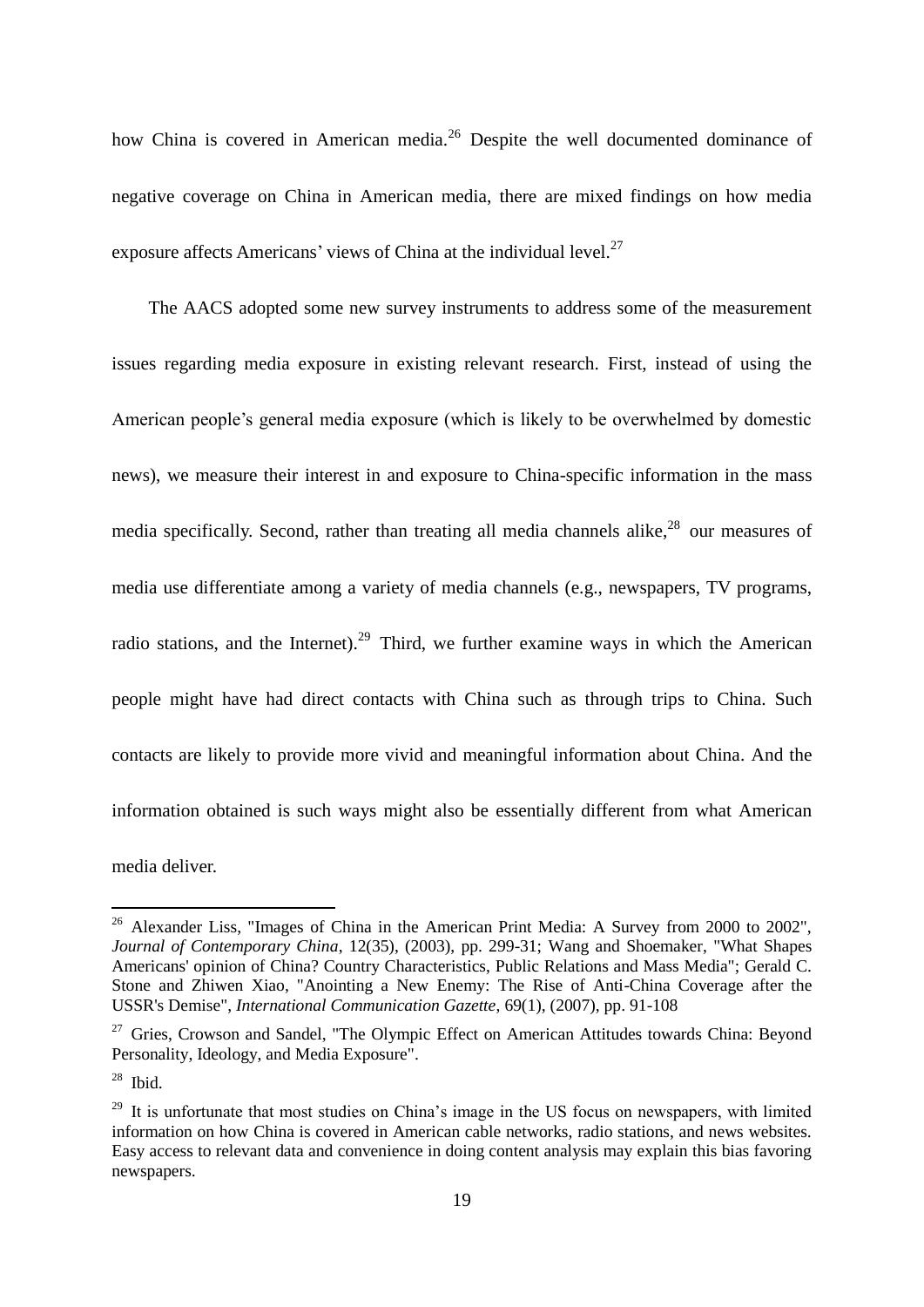how China is covered in American media.[26] Despite the well documented dominance of negative coverage on China in American media, there are mixed findings on how media exposure affects Americans' views of China at the individual level.[27]

The AACS adopted some new survey instruments to address some of the measurement issues regarding media exposure in existing relevant research. First, instead of using the American people's general media exposure (which is likely to be overwhelmed by domestic news), we measure their interest in and exposure to China-specific information in the mass media specifically. Second, rather than treating all media channels alike,[28] our measures of media use differentiate among a variety of media channels (e.g., newspapers, TV programs, radio stations, and the Internet).[29] Third, we further examine ways in which the American people might have had direct contacts with China such as through trips to China. Such contacts are likely to provide more vivid and meaningful information about China. And the information obtained is such ways might also be essentially different from what American media deliver.

---

[26] Alexander Liss, "Images of China in the American Print Media: A Survey from 2000 to 2002", *Journal of Contemporary China*, 12(35), (2003), pp. 299-31; Wang and Shoemaker, "What Shapes Americans' opinion of China? Country Characteristics, Public Relations and Mass Media"; Gerald C. Stone and Zhiwen Xiao, "Anointing a New Enemy: The Rise of Anti-China Coverage after the USSR's Demise", *International Communication Gazette*, 69(1), (2007), pp. 91-108

[27] Gries, Crowson and Sandel, "The Olympic Effect on American Attitudes towards China: Beyond Personality, Ideology, and Media Exposure".

[28] Ibid.

[29] It is unfortunate that most studies on China's image in the US focus on newspapers, with limited information on how China is covered in American cable networks, radio stations, and news websites. Easy access to relevant data and convenience in doing content analysis may explain this bias favoring newspapers.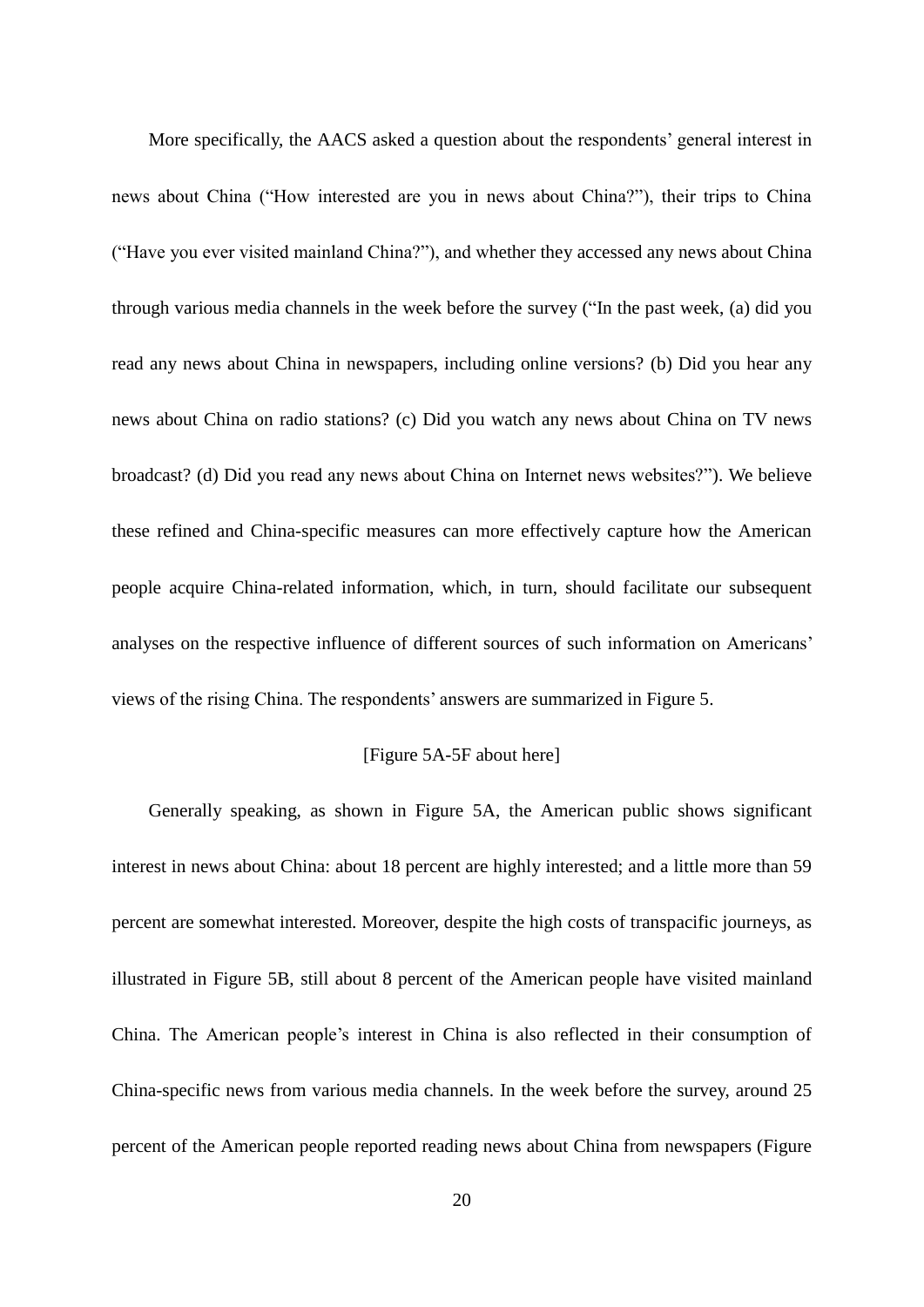More specifically, the AACS asked a question about the respondents' general interest in news about China ("How interested are you in news about China?"), their trips to China ("Have you ever visited mainland China?"), and whether they accessed any news about China through various media channels in the week before the survey ("In the past week, (a) did you read any news about China in newspapers, including online versions? (b) Did you hear any news about China on radio stations? (c) Did you watch any news about China on TV news broadcast? (d) Did you read any news about China on Internet news websites?"). We believe these refined and China-specific measures can more effectively capture how the American people acquire China-related information, which, in turn, should facilitate our subsequent analyses on the respective influence of different sources of such information on Americans' views of the rising China. The respondents' answers are summarized in Figure 5.

[Figure 5A-5F about here]

Generally speaking, as shown in Figure 5A, the American public shows significant interest in news about China: about 18 percent are highly interested; and a little more than 59 percent are somewhat interested. Moreover, despite the high costs of transpacific journeys, as illustrated in Figure 5B, still about 8 percent of the American people have visited mainland China. The American people's interest in China is also reflected in their consumption of China-specific news from various media channels. In the week before the survey, around 25 percent of the American people reported reading news about China from newspapers (Figure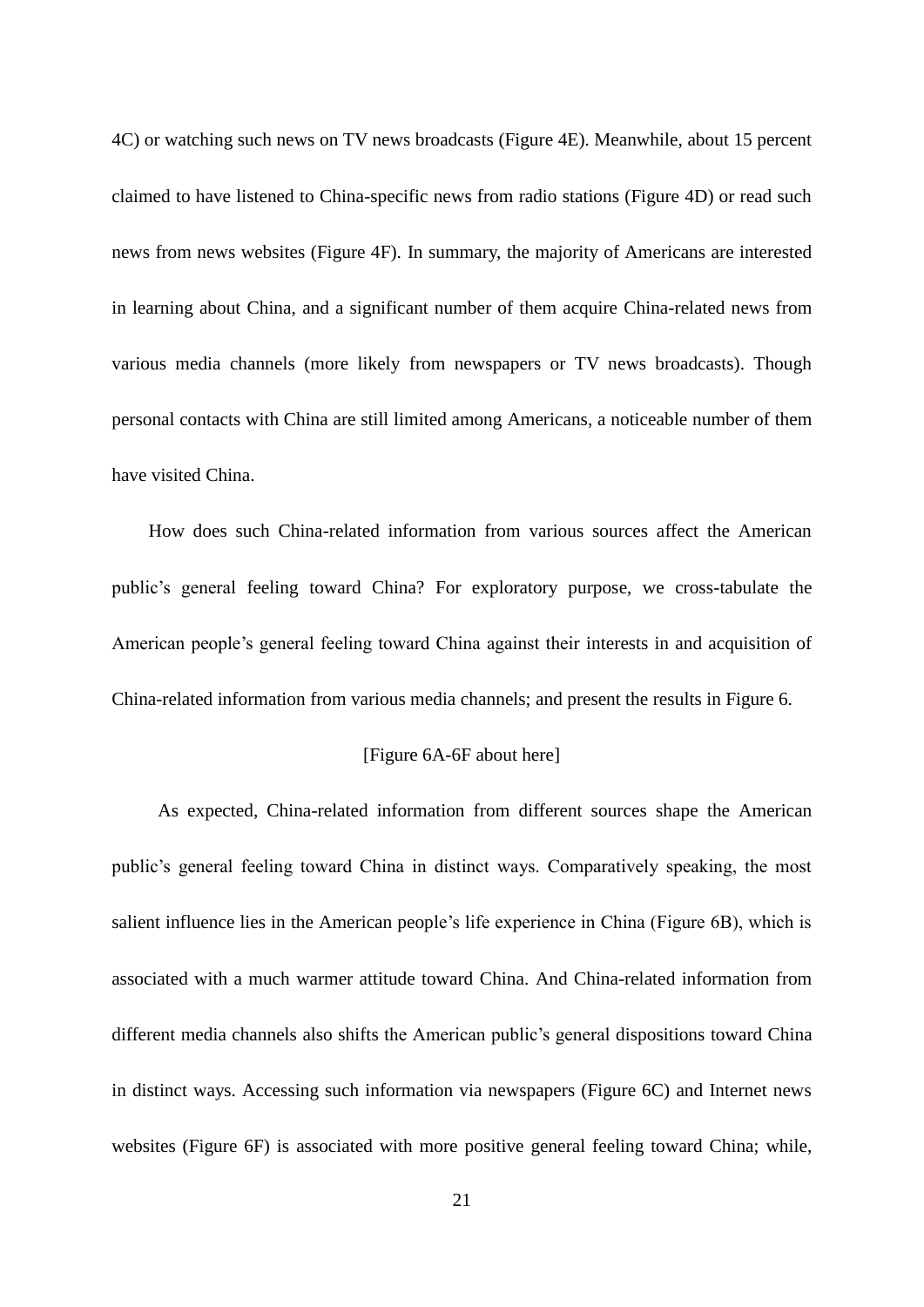4C) or watching such news on TV news broadcasts (Figure 4E). Meanwhile, about 15 percent claimed to have listened to China-specific news from radio stations (Figure 4D) or read such news from news websites (Figure 4F). In summary, the majority of Americans are interested in learning about China, and a significant number of them acquire China-related news from various media channels (more likely from newspapers or TV news broadcasts). Though personal contacts with China are still limited among Americans, a noticeable number of them have visited China.

How does such China-related information from various sources affect the American public's general feeling toward China? For exploratory purpose, we cross-tabulate the American people's general feeling toward China against their interests in and acquisition of China-related information from various media channels; and present the results in Figure 6.

[Figure 6A-6F about here]

As expected, China-related information from different sources shape the American public's general feeling toward China in distinct ways. Comparatively speaking, the most salient influence lies in the American people's life experience in China (Figure 6B), which is associated with a much warmer attitude toward China. And China-related information from different media channels also shifts the American public's general dispositions toward China in distinct ways. Accessing such information via newspapers (Figure 6C) and Internet news websites (Figure 6F) is associated with more positive general feeling toward China; while,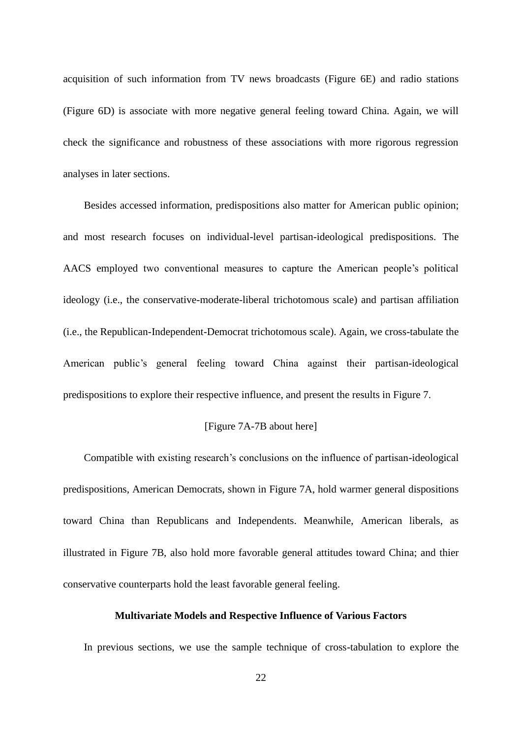acquisition of such information from TV news broadcasts (Figure 6E) and radio stations (Figure 6D) is associate with more negative general feeling toward China. Again, we will check the significance and robustness of these associations with more rigorous regression analyses in later sections.

Besides accessed information, predispositions also matter for American public opinion; and most research focuses on individual-level partisan-ideological predispositions. The AACS employed two conventional measures to capture the American people's political ideology (i.e., the conservative-moderate-liberal trichotomous scale) and partisan affiliation (i.e., the Republican-Independent-Democrat trichotomous scale). Again, we cross-tabulate the American public's general feeling toward China against their partisan-ideological predispositions to explore their respective influence, and present the results in Figure 7.

[Figure 7A-7B about here]

Compatible with existing research's conclusions on the influence of partisan-ideological predispositions, American Democrats, shown in Figure 7A, hold warmer general dispositions toward China than Republicans and Independents. Meanwhile, American liberals, as illustrated in Figure 7B, also hold more favorable general attitudes toward China; and thier conservative counterparts hold the least favorable general feeling.

**Multivariate Models and Respective Influence of Various Factors**

In previous sections, we use the sample technique of cross-tabulation to explore the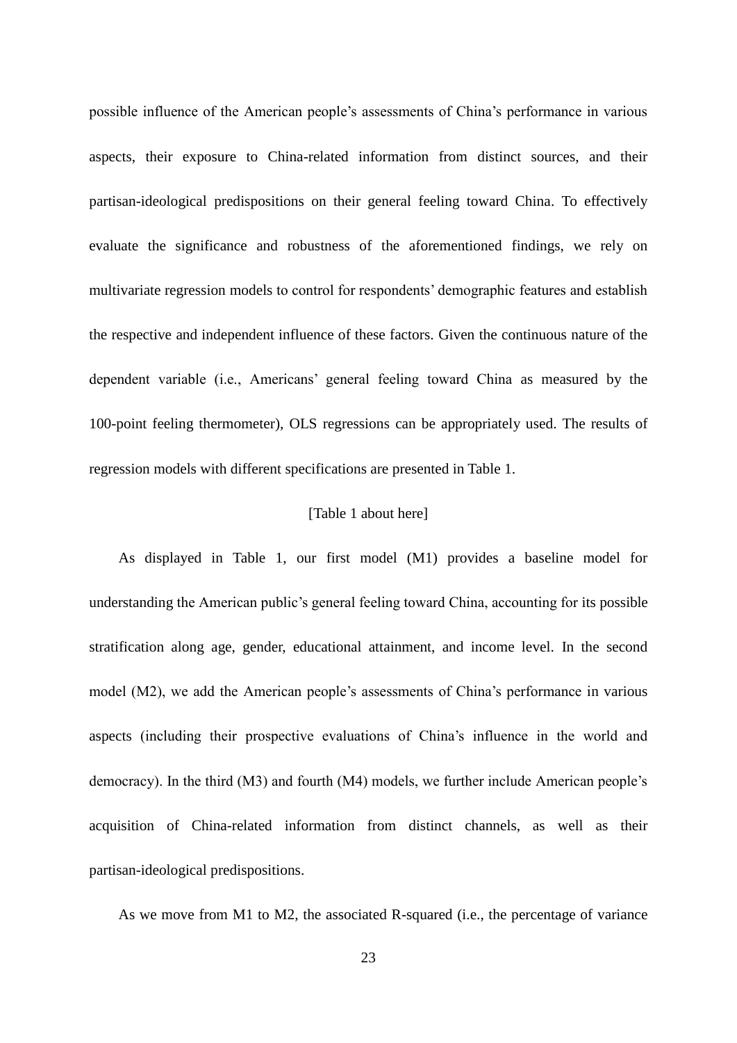possible influence of the American people's assessments of China's performance in various aspects, their exposure to China-related information from distinct sources, and their partisan-ideological predispositions on their general feeling toward China. To effectively evaluate the significance and robustness of the aforementioned findings, we rely on multivariate regression models to control for respondents' demographic features and establish the respective and independent influence of these factors. Given the continuous nature of the dependent variable (i.e., Americans' general feeling toward China as measured by the 100-point feeling thermometer), OLS regressions can be appropriately used. The results of regression models with different specifications are presented in Table 1.

[Table 1 about here]

As displayed in Table 1, our first model (M1) provides a baseline model for understanding the American public's general feeling toward China, accounting for its possible stratification along age, gender, educational attainment, and income level. In the second model (M2), we add the American people's assessments of China's performance in various aspects (including their prospective evaluations of China's influence in the world and democracy). In the third (M3) and fourth (M4) models, we further include American people's acquisition of China-related information from distinct channels, as well as their partisan-ideological predispositions.

As we move from M1 to M2, the associated R-squared (i.e., the percentage of variance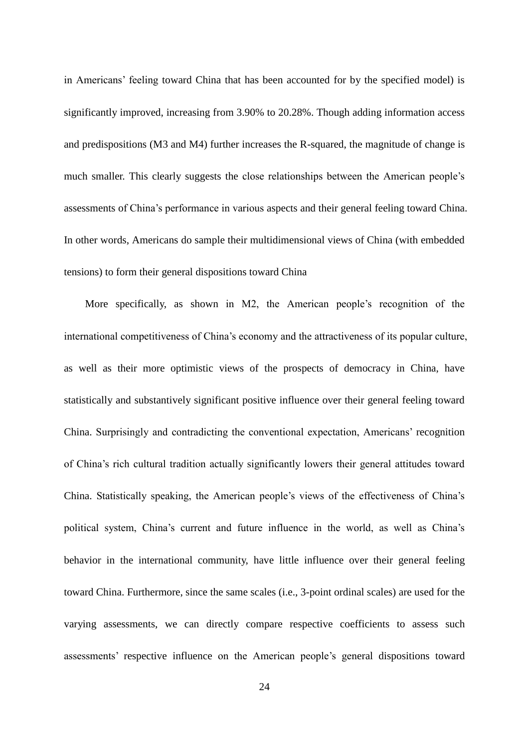in Americans' feeling toward China that has been accounted for by the specified model) is significantly improved, increasing from 3.90% to 20.28%. Though adding information access and predispositions (M3 and M4) further increases the R-squared, the magnitude of change is much smaller. This clearly suggests the close relationships between the American people's assessments of China's performance in various aspects and their general feeling toward China. In other words, Americans do sample their multidimensional views of China (with embedded tensions) to form their general dispositions toward China

More specifically, as shown in M2, the American people's recognition of the international competitiveness of China's economy and the attractiveness of its popular culture, as well as their more optimistic views of the prospects of democracy in China, have statistically and substantively significant positive influence over their general feeling toward China. Surprisingly and contradicting the conventional expectation, Americans' recognition of China's rich cultural tradition actually significantly lowers their general attitudes toward China. Statistically speaking, the American people's views of the effectiveness of China's political system, China's current and future influence in the world, as well as China's behavior in the international community, have little influence over their general feeling toward China. Furthermore, since the same scales (i.e., 3-point ordinal scales) are used for the varying assessments, we can directly compare respective coefficients to assess such assessments' respective influence on the American people's general dispositions toward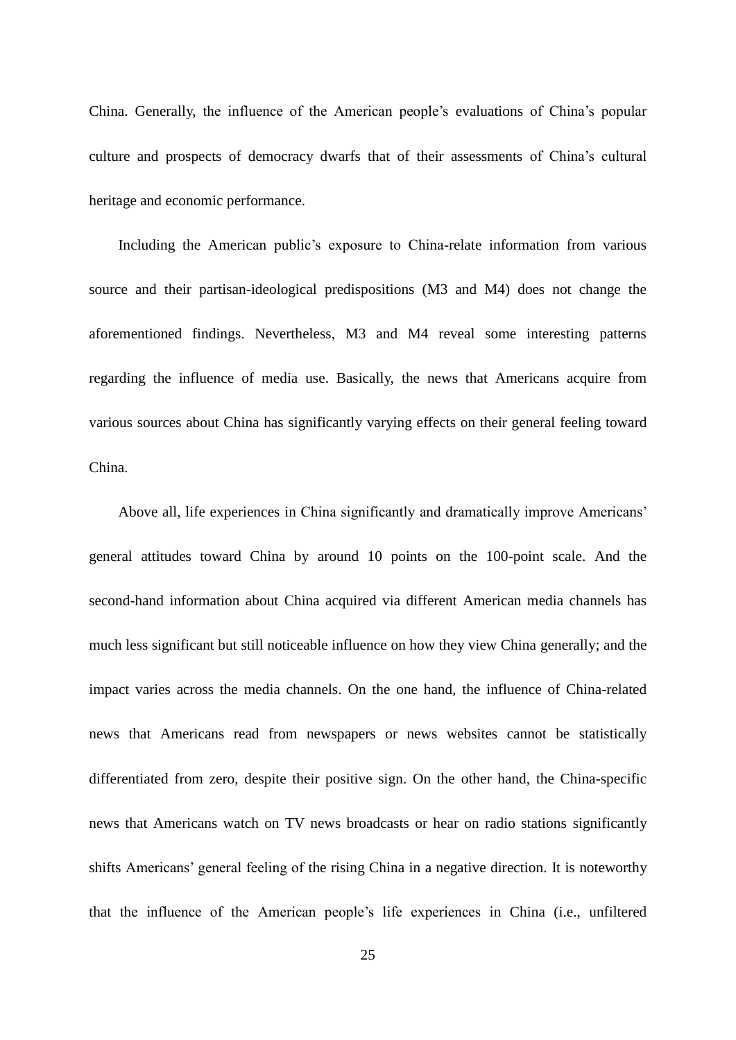China. Generally, the influence of the American people's evaluations of China's popular culture and prospects of democracy dwarfs that of their assessments of China's cultural heritage and economic performance.

Including the American public's exposure to China-relate information from various source and their partisan-ideological predispositions (M3 and M4) does not change the aforementioned findings. Nevertheless, M3 and M4 reveal some interesting patterns regarding the influence of media use. Basically, the news that Americans acquire from various sources about China has significantly varying effects on their general feeling toward China.

Above all, life experiences in China significantly and dramatically improve Americans' general attitudes toward China by around 10 points on the 100-point scale. And the second-hand information about China acquired via different American media channels has much less significant but still noticeable influence on how they view China generally; and the impact varies across the media channels. On the one hand, the influence of China-related news that Americans read from newspapers or news websites cannot be statistically differentiated from zero, despite their positive sign. On the other hand, the China-specific news that Americans watch on TV news broadcasts or hear on radio stations significantly shifts Americans' general feeling of the rising China in a negative direction. It is noteworthy that the influence of the American people's life experiences in China (i.e., unfiltered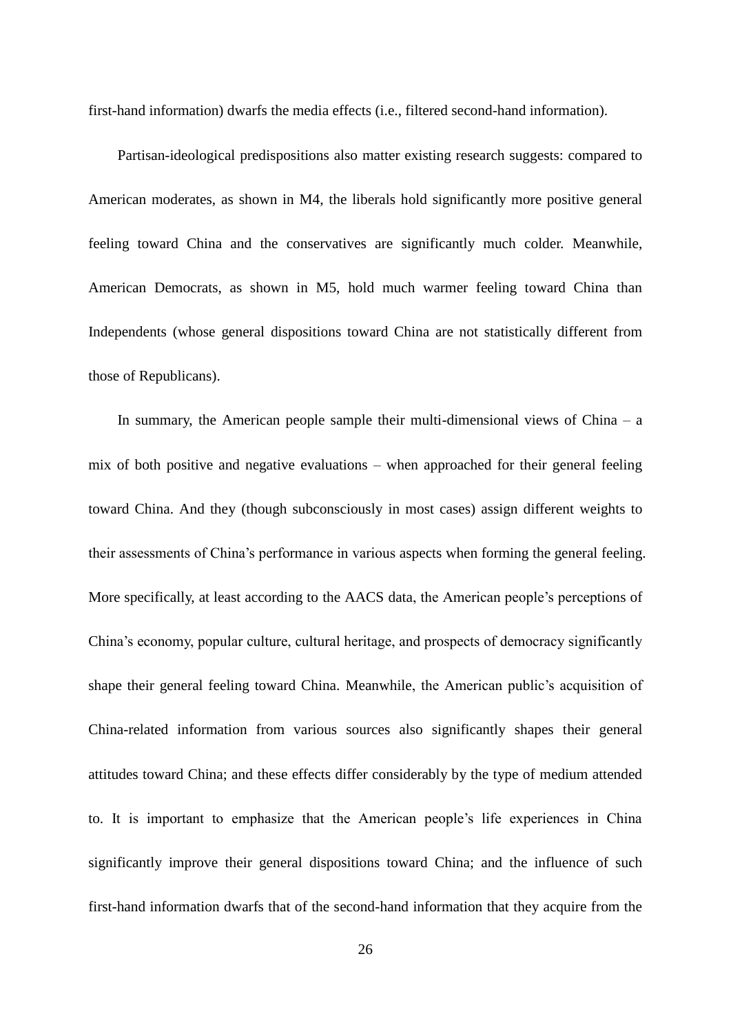first-hand information) dwarfs the media effects (i.e., filtered second-hand information).

Partisan-ideological predispositions also matter existing research suggests: compared to American moderates, as shown in M4, the liberals hold significantly more positive general feeling toward China and the conservatives are significantly much colder. Meanwhile, American Democrats, as shown in M5, hold much warmer feeling toward China than Independents (whose general dispositions toward China are not statistically different from those of Republicans).

In summary, the American people sample their multi-dimensional views of China – a mix of both positive and negative evaluations – when approached for their general feeling toward China. And they (though subconsciously in most cases) assign different weights to their assessments of China's performance in various aspects when forming the general feeling. More specifically, at least according to the AACS data, the American people's perceptions of China's economy, popular culture, cultural heritage, and prospects of democracy significantly shape their general feeling toward China. Meanwhile, the American public's acquisition of China-related information from various sources also significantly shapes their general attitudes toward China; and these effects differ considerably by the type of medium attended to. It is important to emphasize that the American people's life experiences in China significantly improve their general dispositions toward China; and the influence of such first-hand information dwarfs that of the second-hand information that they acquire from the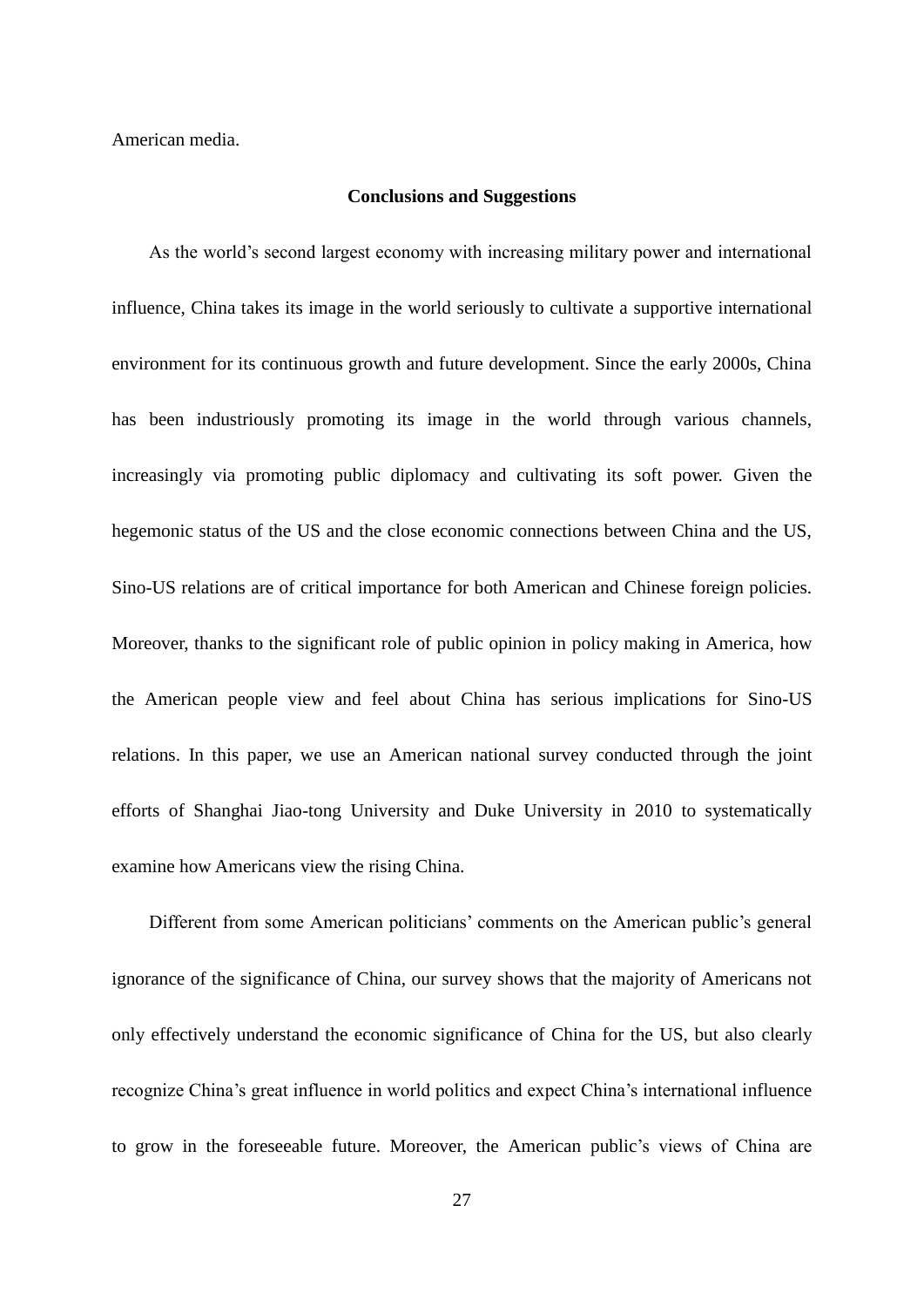American media.

## Conclusions and Suggestions

As the world's second largest economy with increasing military power and international influence, China takes its image in the world seriously to cultivate a supportive international environment for its continuous growth and future development. Since the early 2000s, China has been industriously promoting its image in the world through various channels, increasingly via promoting public diplomacy and cultivating its soft power. Given the hegemonic status of the US and the close economic connections between China and the US, Sino-US relations are of critical importance for both American and Chinese foreign policies. Moreover, thanks to the significant role of public opinion in policy making in America, how the American people view and feel about China has serious implications for Sino-US relations. In this paper, we use an American national survey conducted through the joint efforts of Shanghai Jiao-tong University and Duke University in 2010 to systematically examine how Americans view the rising China.

Different from some American politicians' comments on the American public's general ignorance of the significance of China, our survey shows that the majority of Americans not only effectively understand the economic significance of China for the US, but also clearly recognize China's great influence in world politics and expect China's international influence to grow in the foreseeable future. Moreover, the American public's views of China are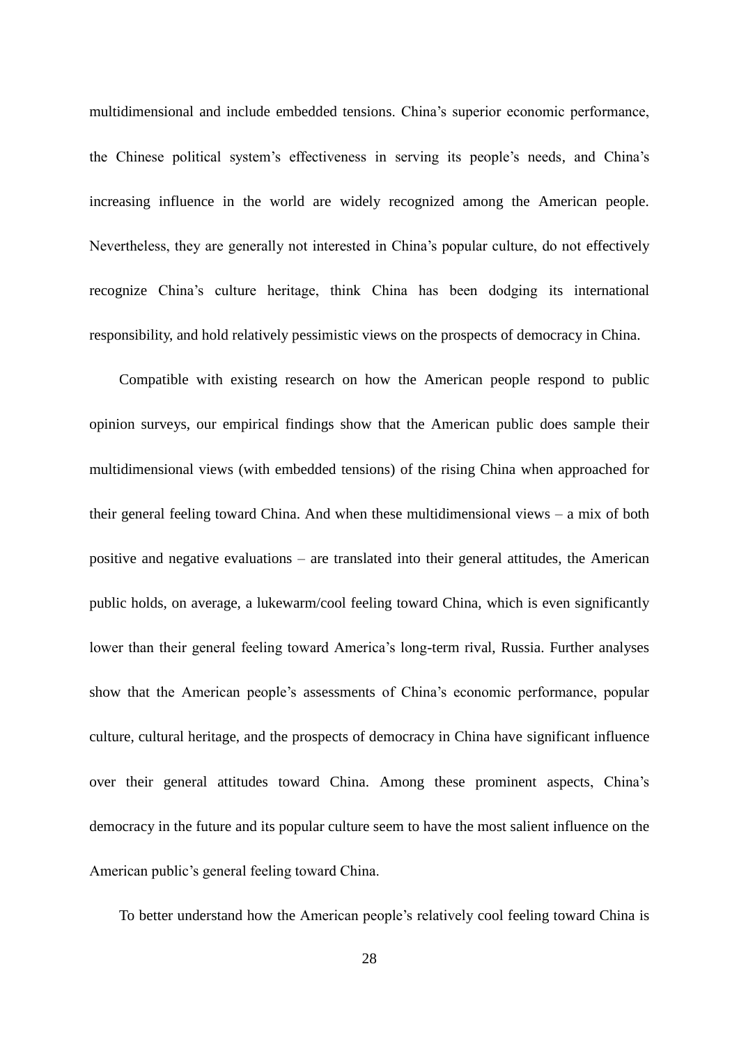multidimensional and include embedded tensions. China's superior economic performance, the Chinese political system's effectiveness in serving its people's needs, and China's increasing influence in the world are widely recognized among the American people. Nevertheless, they are generally not interested in China's popular culture, do not effectively recognize China's culture heritage, think China has been dodging its international responsibility, and hold relatively pessimistic views on the prospects of democracy in China.

Compatible with existing research on how the American people respond to public opinion surveys, our empirical findings show that the American public does sample their multidimensional views (with embedded tensions) of the rising China when approached for their general feeling toward China. And when these multidimensional views – a mix of both positive and negative evaluations – are translated into their general attitudes, the American public holds, on average, a lukewarm/cool feeling toward China, which is even significantly lower than their general feeling toward America's long-term rival, Russia. Further analyses show that the American people's assessments of China's economic performance, popular culture, cultural heritage, and the prospects of democracy in China have significant influence over their general attitudes toward China. Among these prominent aspects, China's democracy in the future and its popular culture seem to have the most salient influence on the American public's general feeling toward China.

To better understand how the American people's relatively cool feeling toward China is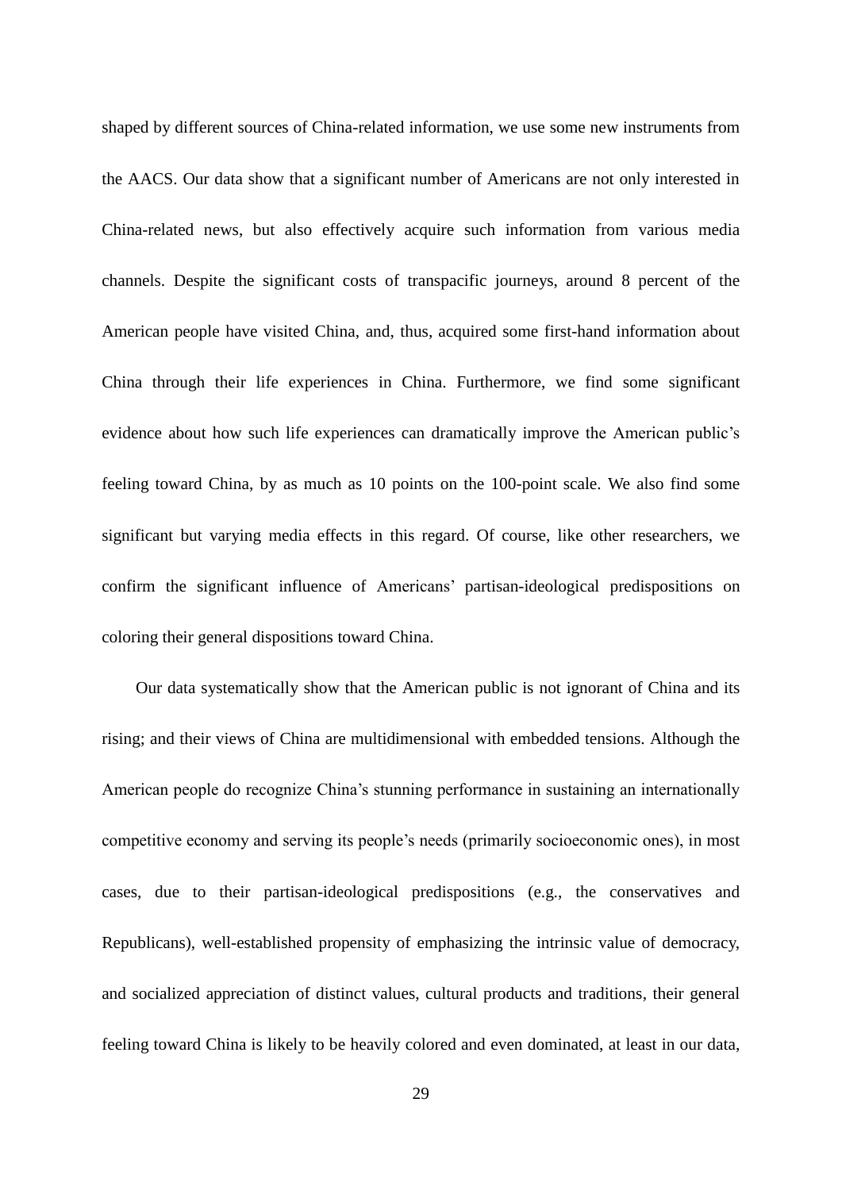shaped by different sources of China-related information, we use some new instruments from the AACS. Our data show that a significant number of Americans are not only interested in China-related news, but also effectively acquire such information from various media channels. Despite the significant costs of transpacific journeys, around 8 percent of the American people have visited China, and, thus, acquired some first-hand information about China through their life experiences in China. Furthermore, we find some significant evidence about how such life experiences can dramatically improve the American public's feeling toward China, by as much as 10 points on the 100-point scale. We also find some significant but varying media effects in this regard. Of course, like other researchers, we confirm the significant influence of Americans' partisan-ideological predispositions on coloring their general dispositions toward China.

Our data systematically show that the American public is not ignorant of China and its rising; and their views of China are multidimensional with embedded tensions. Although the American people do recognize China's stunning performance in sustaining an internationally competitive economy and serving its people's needs (primarily socioeconomic ones), in most cases, due to their partisan-ideological predispositions (e.g., the conservatives and Republicans), well-established propensity of emphasizing the intrinsic value of democracy, and socialized appreciation of distinct values, cultural products and traditions, their general feeling toward China is likely to be heavily colored and even dominated, at least in our data,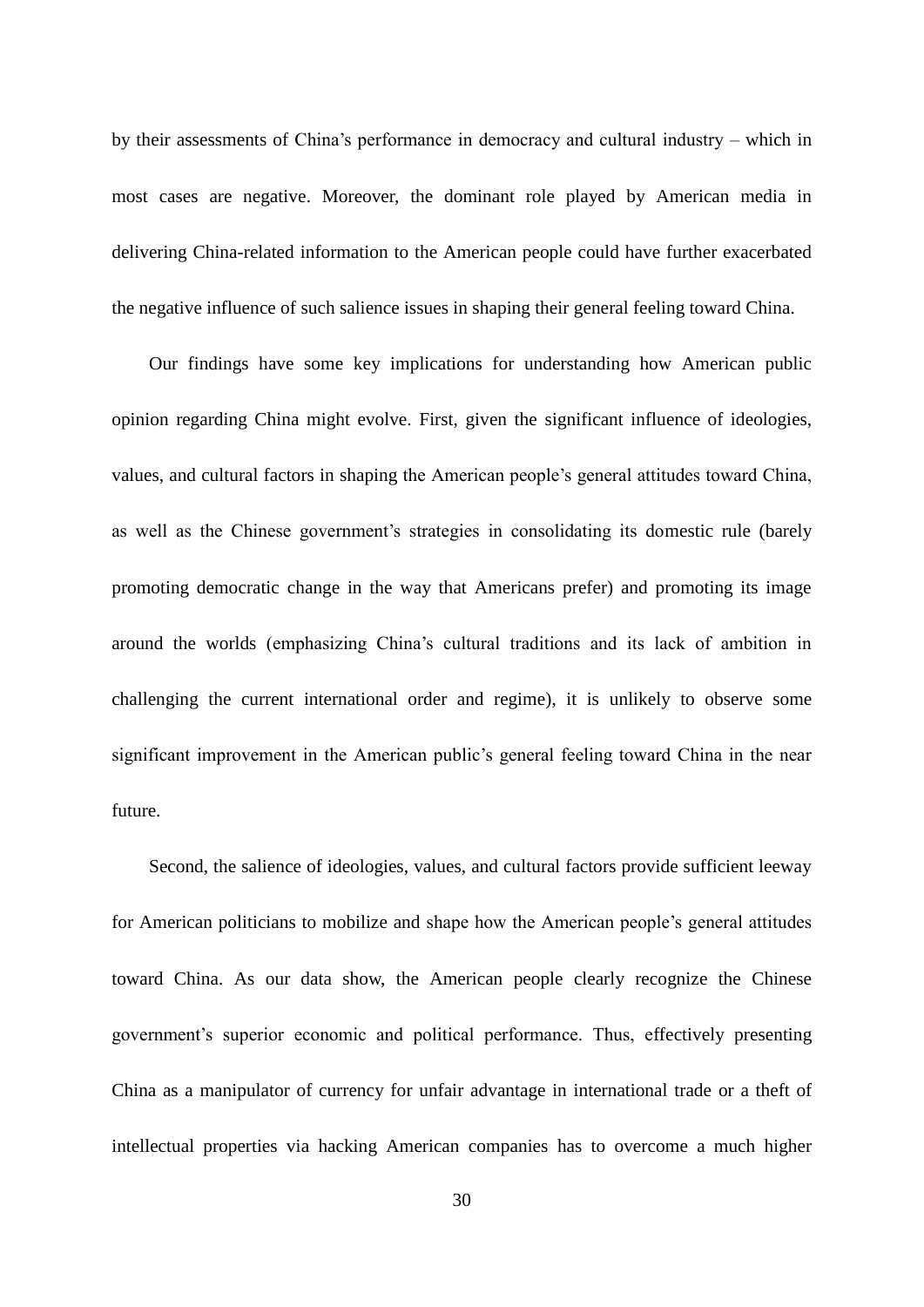by their assessments of China's performance in democracy and cultural industry – which in most cases are negative. Moreover, the dominant role played by American media in delivering China-related information to the American people could have further exacerbated the negative influence of such salience issues in shaping their general feeling toward China.

Our findings have some key implications for understanding how American public opinion regarding China might evolve. First, given the significant influence of ideologies, values, and cultural factors in shaping the American people's general attitudes toward China, as well as the Chinese government's strategies in consolidating its domestic rule (barely promoting democratic change in the way that Americans prefer) and promoting its image around the worlds (emphasizing China's cultural traditions and its lack of ambition in challenging the current international order and regime), it is unlikely to observe some significant improvement in the American public's general feeling toward China in the near future.

Second, the salience of ideologies, values, and cultural factors provide sufficient leeway for American politicians to mobilize and shape how the American people's general attitudes toward China. As our data show, the American people clearly recognize the Chinese government's superior economic and political performance. Thus, effectively presenting China as a manipulator of currency for unfair advantage in international trade or a theft of intellectual properties via hacking American companies has to overcome a much higher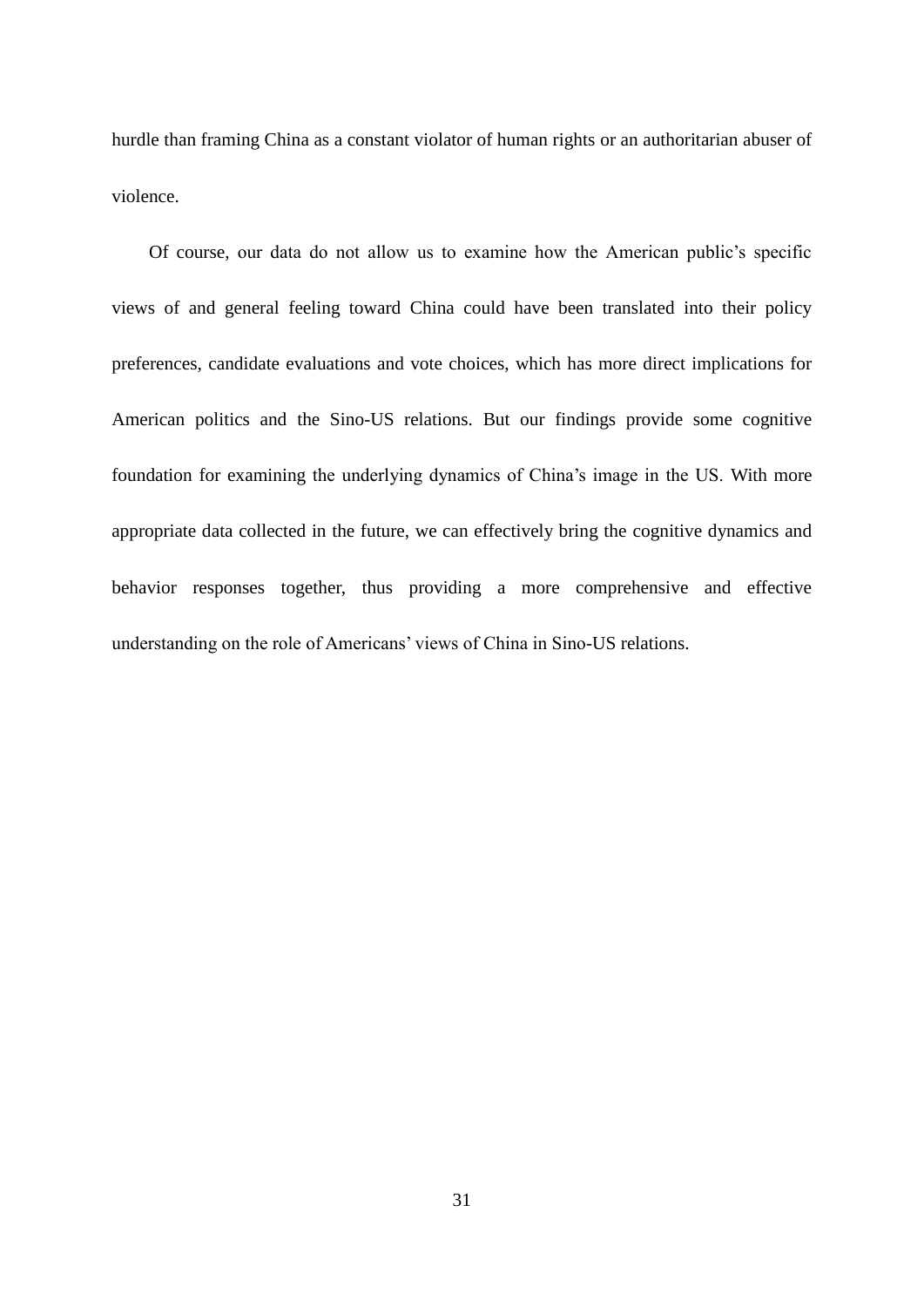hurdle than framing China as a constant violator of human rights or an authoritarian abuser of violence.

Of course, our data do not allow us to examine how the American public's specific views of and general feeling toward China could have been translated into their policy preferences, candidate evaluations and vote choices, which has more direct implications for American politics and the Sino-US relations. But our findings provide some cognitive foundation for examining the underlying dynamics of China's image in the US. With more appropriate data collected in the future, we can effectively bring the cognitive dynamics and behavior responses together, thus providing a more comprehensive and effective understanding on the role of Americans' views of China in Sino-US relations.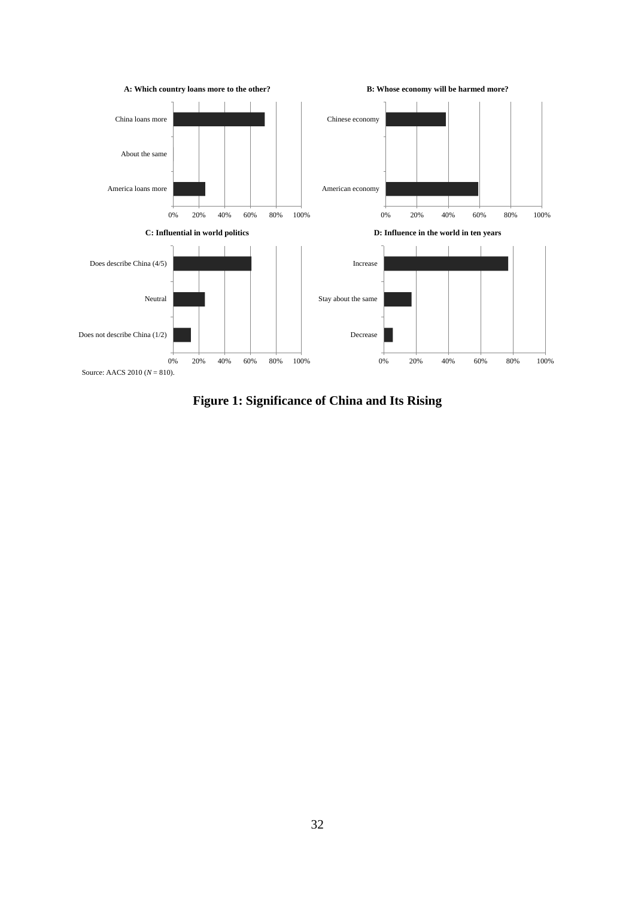**A: Which country loans more to the other?**

China loans more

About the same

America loans more

0% 20% 40% 60% 80% 100%

**B: Whose economy will be harmed more?**

Chinese economy

American economy

0% 20% 40% 60% 80% 100%

**C: Influential in world politics**

Does describe China (4/5)

Neutral

Does not describe China (1/2)

0% 20% 40% 60% 80% 100%

**D: Influence in the world in ten years**

Increase

Stay about the same

Decrease

0% 20% 40% 60% 80% 100%

Source: AACS 2010 (*N* = 810).

**Figure 1: Significance of China and Its Rising**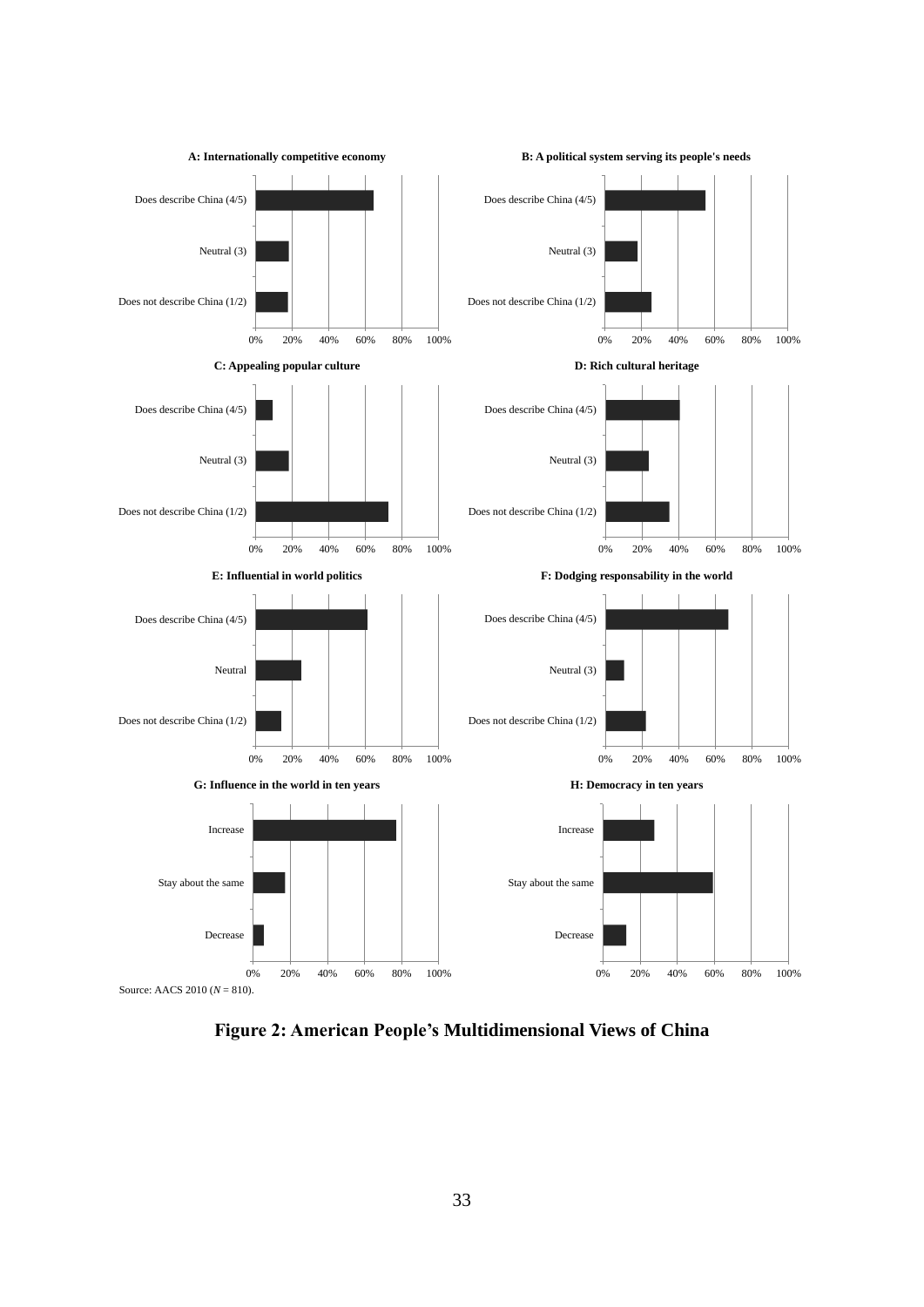**A: Internationally competitive economy**

Does describe China (4/5)

Neutral (3)

Does not describe China (1/2)

0% 20% 40% 60% 80% 100%

**B: A political system serving its people's needs**

Does describe China (4/5)

Neutral (3)

Does not describe China (1/2)

0% 20% 40% 60% 80% 100%

**C: Appealing popular culture**

Does describe China (4/5)

Neutral (3)

Does not describe China (1/2)

0% 20% 40% 60% 80% 100%

**D: Rich cultural heritage**

Does describe China (4/5)

Neutral (3)

Does not describe China (1/2)

0% 20% 40% 60% 80% 100%

**E: Influential in world politics**

Does describe China (4/5)

Neutral

Does not describe China (1/2)

0% 20% 40% 60% 80% 100%

**F: Dodging responsability in the world**

Does describe China (4/5)

Neutral (3)

Does not describe China (1/2)

0% 20% 40% 60% 80% 100%

**G: Influence in the world in ten years**

Increase

Stay about the same

Decrease

0% 20% 40% 60% 80% 100%

**H: Democracy in ten years**

Increase

Stay about the same

Decrease

0% 20% 40% 60% 80% 100%

Source: AACS 2010 (*N* = 810).

**Figure 2: American People's Multidimensional Views of China**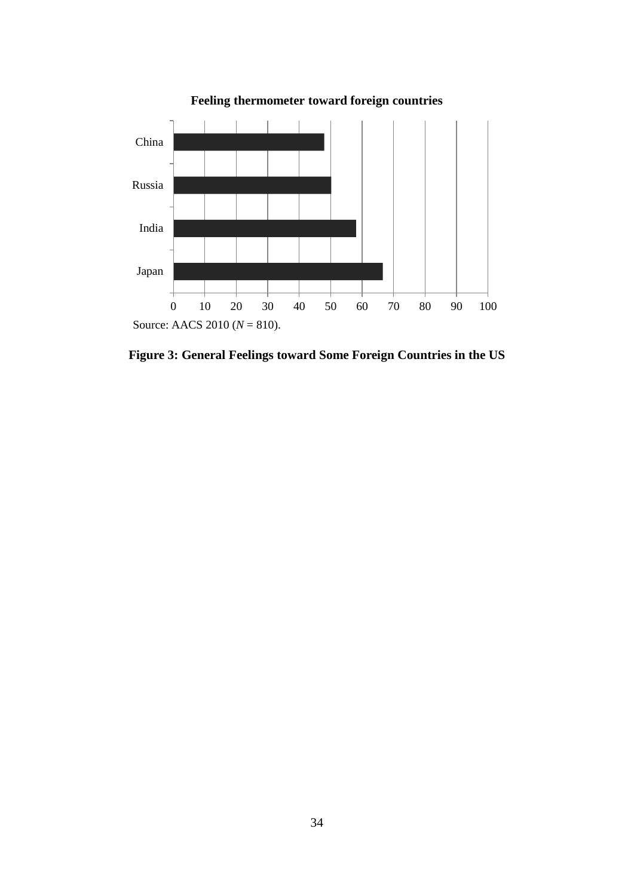**Feeling thermometer toward foreign countries**

| Country | Value |
|---|---|
| China | ~48 |
| Russia | ~50 |
| India | ~58 |
| Japan | ~66 |

Source: AACS 2010 (*N* = 810).

**Figure 3: General Feelings toward Some Foreign Countries in the US**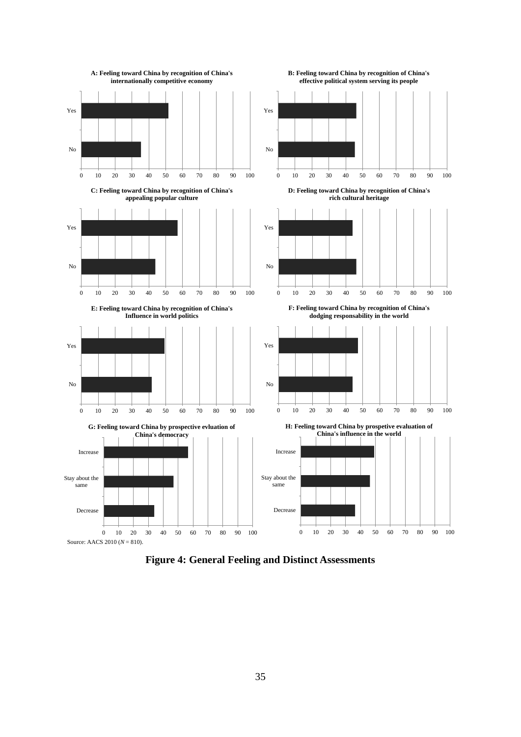A: Feeling toward China by recognition of China's internationally competitive economy

B: Feeling toward China by recognition of China's effective political system serving its people

C: Feeling toward China by recognition of China's appealing popular culture

D: Feeling toward China by recognition of China's rich cultural heritage

E: Feeling toward China by recognition of China's Influence in world politics

F: Feeling toward China by recognition of China's dodging responsability in the world

G: Feeling toward China by prospective evluation of China's democracy

H: Feeling toward China by prospetive evaluation of China's influence in the world

Source: AACS 2010 (*N* = 810).

**Figure 4: General Feeling and Distinct Assessments**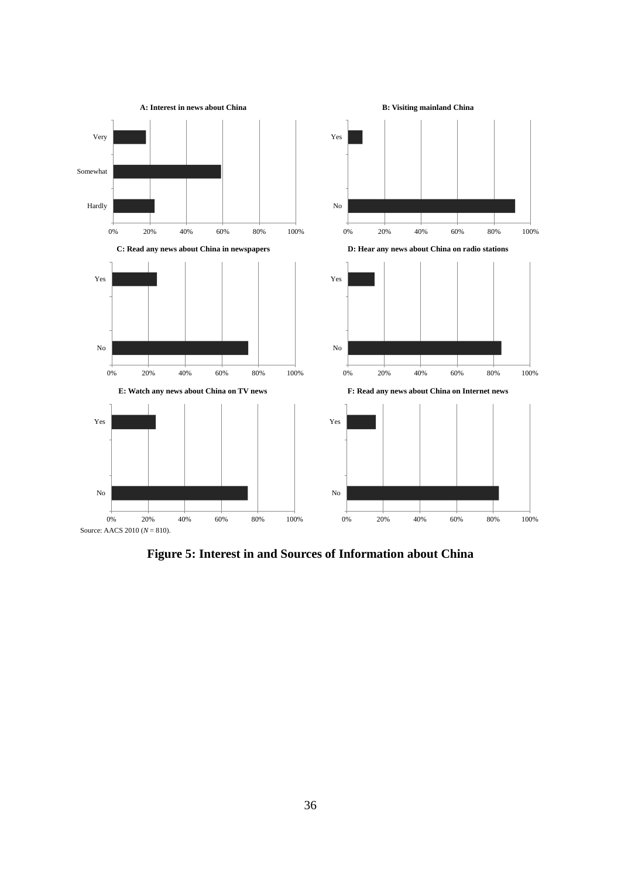**A: Interest in news about China**

**B: Visiting mainland China**

**C: Read any news about China in newspapers**

**D: Hear any news about China on radio stations**

**E: Watch any news about China on TV news**

**F: Read any news about China on Internet news**

Source: AACS 2010 ($N$ = 810).

**Figure 5: Interest in and Sources of Information about China**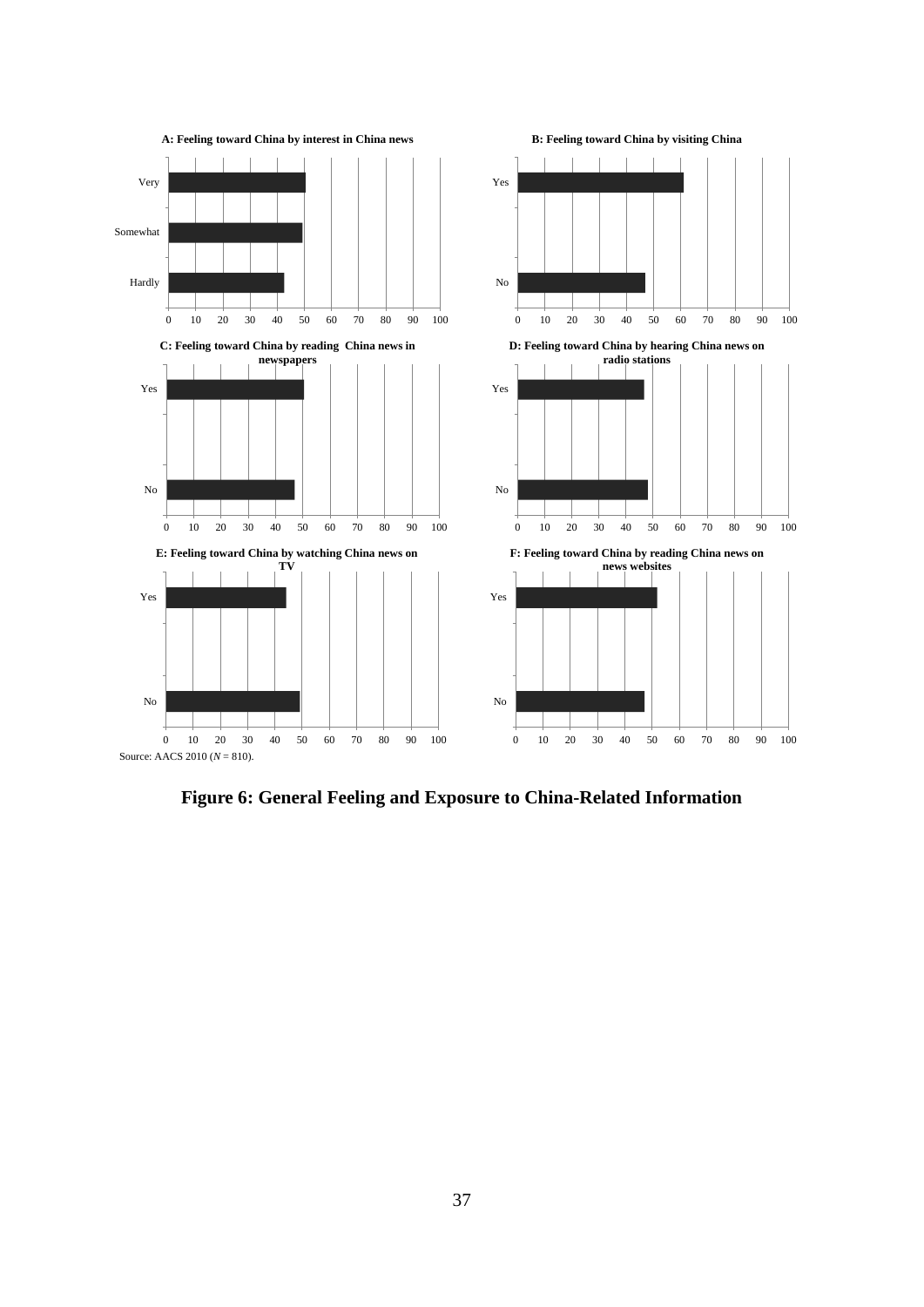A: Feeling toward China by interest in China news

B: Feeling toward China by visiting China

C: Feeling toward China by reading China news in newspapers

D: Feeling toward China by hearing China news on radio stations

E: Feeling toward China by watching China news on TV

F: Feeling toward China by reading China news on news websites

Source: AACS 2010 ($N$ = 810).

**Figure 6: General Feeling and Exposure to China-Related Information**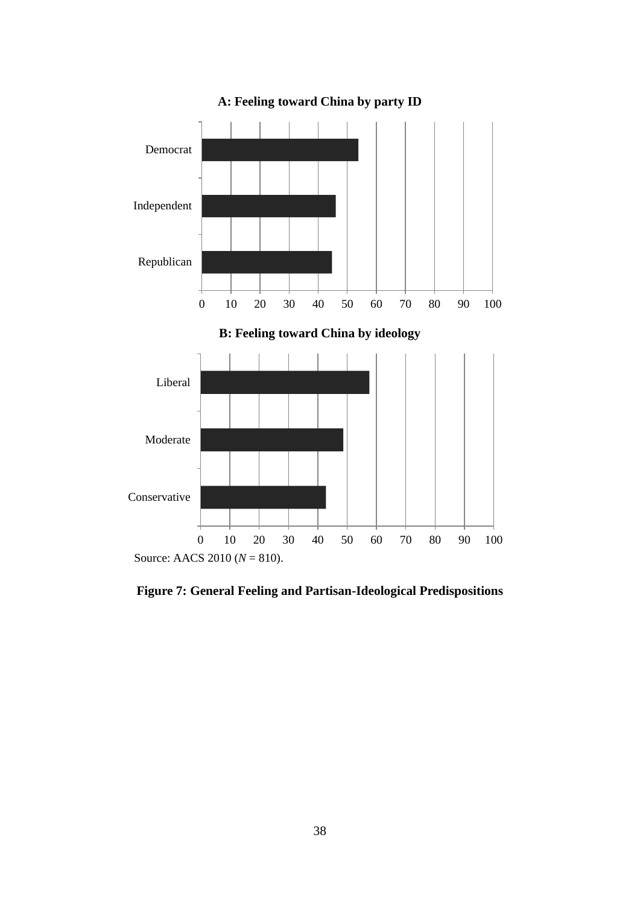**A: Feeling toward China by party ID**

| Party ID | Feeling |
|---|---|
| Democrat | ~54 |
| Independent | ~46 |
| Republican | ~45 |

**B: Feeling toward China by ideology**

| Ideology | Feeling |
|---|---|
| Liberal | ~58 |
| Moderate | ~49 |
| Conservative | ~43 |

Source: AACS 2010 (*N* = 810).

**Figure 7: General Feeling and Partisan-Ideological Predispositions**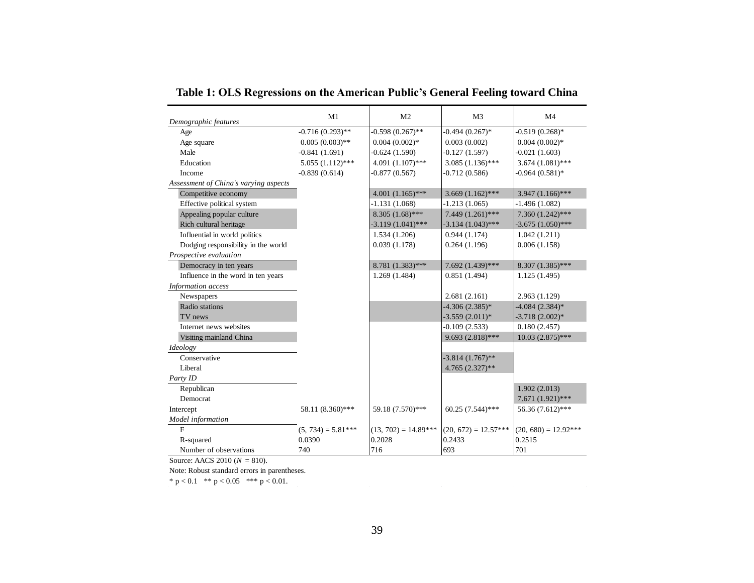**Table 1: OLS Regressions on the American Public's General Feeling toward China**

| | M1 | M2 | M3 | M4 |
|---|---|---|---|---|
| *Demographic features* | | | | |
| Age | -0.716 (0.293)** | -0.598 (0.267)** | -0.494 (0.267)* | -0.519 (0.268)* |
| Age square | 0.005 (0.003)** | 0.004 (0.002)* | 0.003 (0.002) | 0.004 (0.002)* |
| Male | -0.841 (1.691) | -0.624 (1.590) | -0.127 (1.597) | -0.021 (1.603) |
| Education | 5.055 (1.112)*** | 4.091 (1.107)*** | 3.085 (1.136)*** | 3.674 (1.081)*** |
| Income | -0.839 (0.614) | -0.877 (0.567) | -0.712 (0.586) | -0.964 (0.581)* |
| *Assessment of China's varying aspects* | | | | |
| Competitive economy | | 4.001 (1.165)*** | 3.669 (1.162)*** | 3.947 (1.166)*** |
| Effective political system | | -1.131 (1.068) | -1.213 (1.065) | -1.496 (1.082) |
| Appealing popular culture | | 8.305 (1.68)*** | 7.449 (1.261)*** | 7.360 (1.242)*** |
| Rich cultural heritage | | -3.119 (1.041)*** | -3.134 (1.043)*** | -3.675 (1.050)*** |
| Influential in world politics | | 1.534 (1.206) | 0.944 (1.174) | 1.042 (1.211) |
| Dodging responsibility in the world | | 0.039 (1.178) | 0.264 (1.196) | 0.006 (1.158) |
| *Prospective evaluation* | | | | |
| Democracy in ten years | | 8.781 (1.383)*** | 7.692 (1.439)*** | 8.307 (1.385)*** |
| Influence in the word in ten years | | 1.269 (1.484) | 0.851 (1.494) | 1.125 (1.495) |
| *Information access* | | | | |
| Newspapers | | | 2.681 (2.161) | 2.963 (1.129) |
| Radio stations | | | -4.306 (2.385)* | -4.084 (2.384)* |
| TV news | | | -3.559 (2.011)* | -3.718 (2.002)* |
| Internet news websites | | | -0.109 (2.533) | 0.180 (2.457) |
| Visiting mainland China | | | 9.693 (2.818)*** | 10.03 (2.875)*** |
| *Ideology* | | | | |
| Conservative | | | -3.814 (1.767)** | |
| Liberal | | | 4.765 (2.327)** | |
| *Party ID* | | | | |
| Republican | | | | 1.902 (2.013) |
| Democrat | | | | 7.671 (1.921)*** |
| Intercept | 58.11 (8.360)*** | 59.18 (7.570)*** | 60.25 (7.544)*** | 56.36 (7.612)*** |
| *Model information* | | | | |
| F | (5, 734) = 5.81*** | (13, 702) = 14.89*** | (20, 672) = 12.57*** | (20, 680) = 12.92*** |
| R-squared | 0.0390 | 0.2028 | 0.2433 | 0.2515 |
| Number of observations | 740 | 716 | 693 | 701 |

Source: AACS 2010 ($N$ = 810).

Note: Robust standard errors in parentheses.

* $p < 0.1$ ** $p < 0.05$ *** $p < 0.01$.